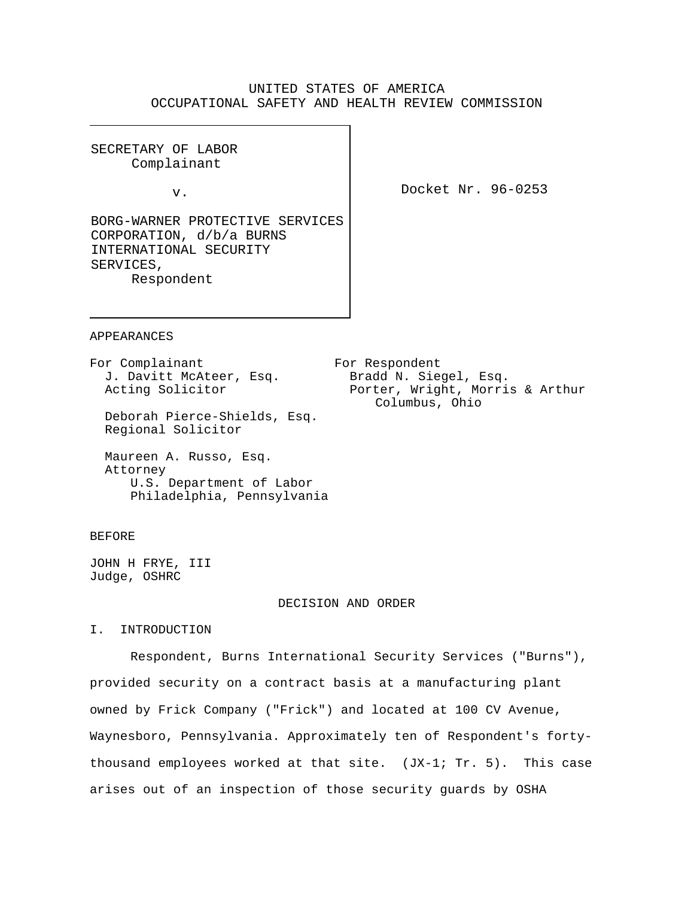UNITED STATES OF AMERICA
OCCUPATIONAL SAFETY AND HEALTH REVIEW COMMISSION

SECRETARY OF LABOR
Complainant

v.

BORG-WARNER PROTECTIVE SERVICES CORPORATION, d/b/a BURNS INTERNATIONAL SECURITY SERVICES,
Respondent

Docket Nr. 96-0253

APPEARANCES

For Complainant
J. Davitt McAteer, Esq.
Acting Solicitor

Deborah Pierce-Shields, Esq.
Regional Solicitor

Maureen A. Russo, Esq.
Attorney
U.S. Department of Labor
Philadelphia, Pennsylvania

For Respondent
Bradd N. Siegel, Esq.
Porter, Wright, Morris & Arthur
Columbus, Ohio

BEFORE

JOHN H FRYE, III
Judge, OSHRC

DECISION AND ORDER

I. INTRODUCTION

Respondent, Burns International Security Services ("Burns"), provided security on a contract basis at a manufacturing plant owned by Frick Company ("Frick") and located at 100 CV Avenue, Waynesboro, Pennsylvania. Approximately ten of Respondent's forty-thousand employees worked at that site. (JX-1; Tr. 5). This case arises out of an inspection of those security guards by OSHA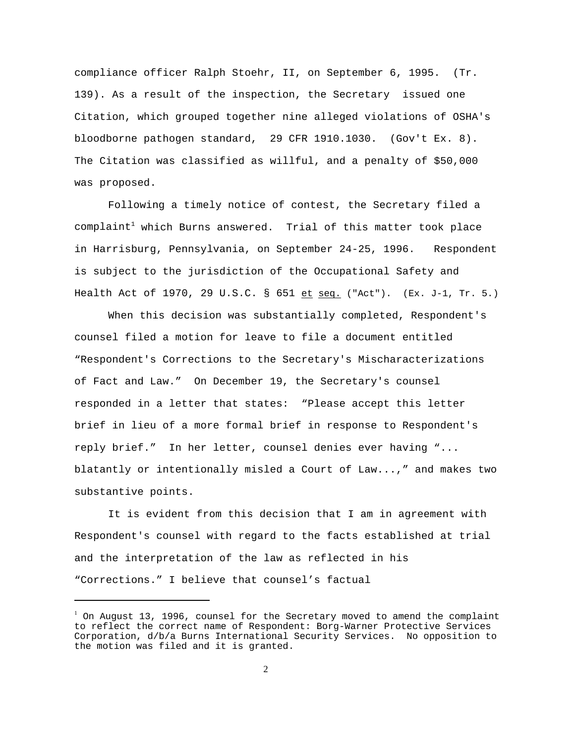compliance officer Ralph Stoehr, II, on September 6, 1995. (Tr. 139). As a result of the inspection, the Secretary issued one Citation, which grouped together nine alleged violations of OSHA's bloodborne pathogen standard, 29 CFR 1910.1030. (Gov't Ex. 8). The Citation was classified as willful, and a penalty of $50,000 was proposed.

Following a timely notice of contest, the Secretary filed a complaint[1] which Burns answered. Trial of this matter took place in Harrisburg, Pennsylvania, on September 24-25, 1996. Respondent is subject to the jurisdiction of the Occupational Safety and Health Act of 1970, 29 U.S.C. § 651 et seq. ("Act"). (Ex. J-1, Tr. 5.)

When this decision was substantially completed, Respondent's counsel filed a motion for leave to file a document entitled "Respondent's Corrections to the Secretary's Mischaracterizations of Fact and Law." On December 19, the Secretary's counsel responded in a letter that states: "Please accept this letter brief in lieu of a more formal brief in response to Respondent's reply brief." In her letter, counsel denies ever having "... blatantly or intentionally misled a Court of Law...," and makes two substantive points.

It is evident from this decision that I am in agreement with Respondent's counsel with regard to the facts established at trial and the interpretation of the law as reflected in his "Corrections." I believe that counsel's factual

---

[1] On August 13, 1996, counsel for the Secretary moved to amend the complaint to reflect the correct name of Respondent: Borg-Warner Protective Services Corporation, d/b/a Burns International Security Services. No opposition to the motion was filed and it is granted.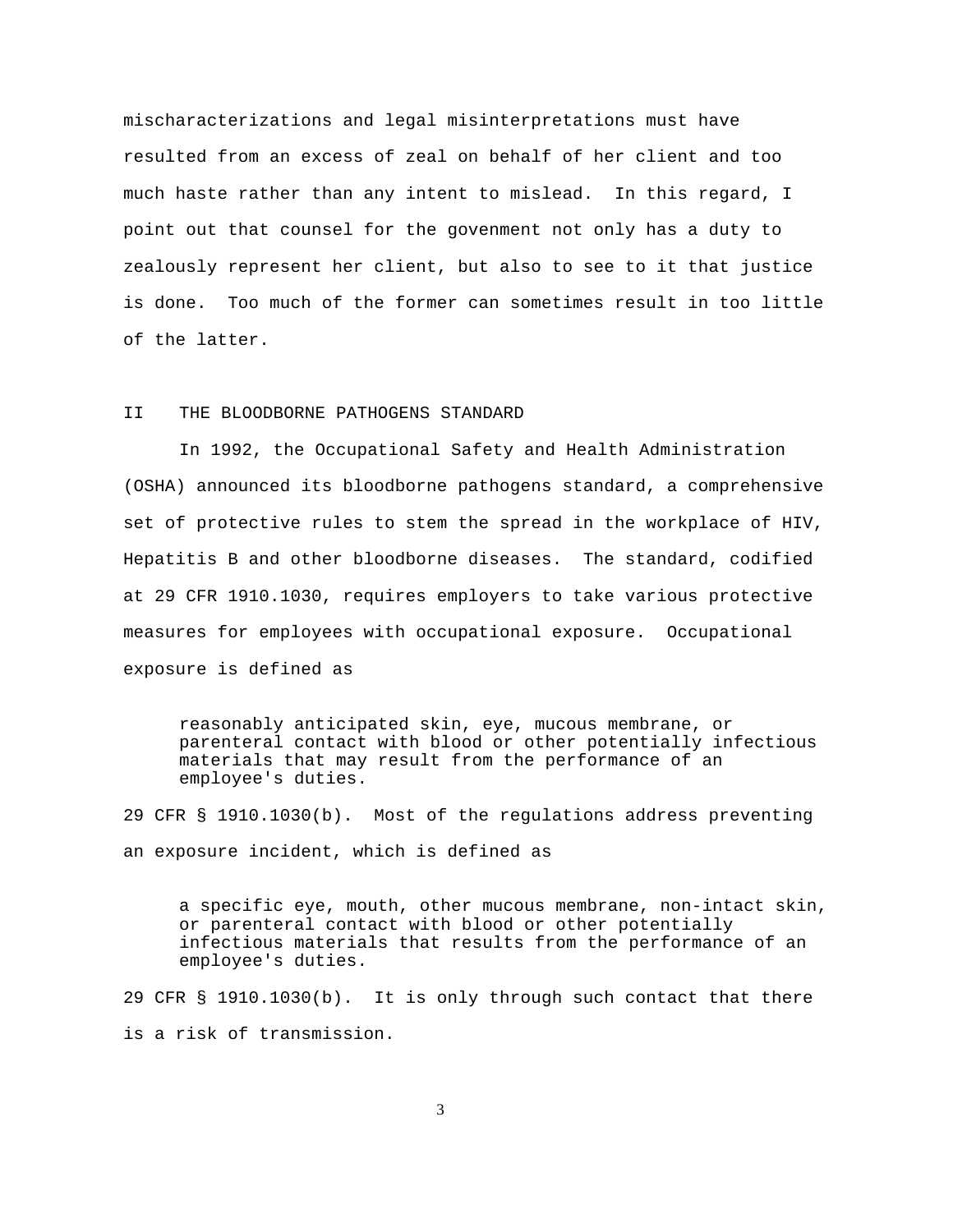mischaracterizations and legal misinterpretations must have resulted from an excess of zeal on behalf of her client and too much haste rather than any intent to mislead. In this regard, I point out that counsel for the govenment not only has a duty to zealously represent her client, but also to see to it that justice is done. Too much of the former can sometimes result in too little of the latter.

## II THE BLOODBORNE PATHOGENS STANDARD

In 1992, the Occupational Safety and Health Administration (OSHA) announced its bloodborne pathogens standard, a comprehensive set of protective rules to stem the spread in the workplace of HIV, Hepatitis B and other bloodborne diseases. The standard, codified at 29 CFR 1910.1030, requires employers to take various protective measures for employees with occupational exposure. Occupational exposure is defined as

> reasonably anticipated skin, eye, mucous membrane, or parenteral contact with blood or other potentially infectious materials that may result from the performance of an employee's duties.

29 CFR § 1910.1030(b). Most of the regulations address preventing an exposure incident, which is defined as

> a specific eye, mouth, other mucous membrane, non-intact skin, or parenteral contact with blood or other potentially infectious materials that results from the performance of an employee's duties.

29 CFR § 1910.1030(b). It is only through such contact that there is a risk of transmission.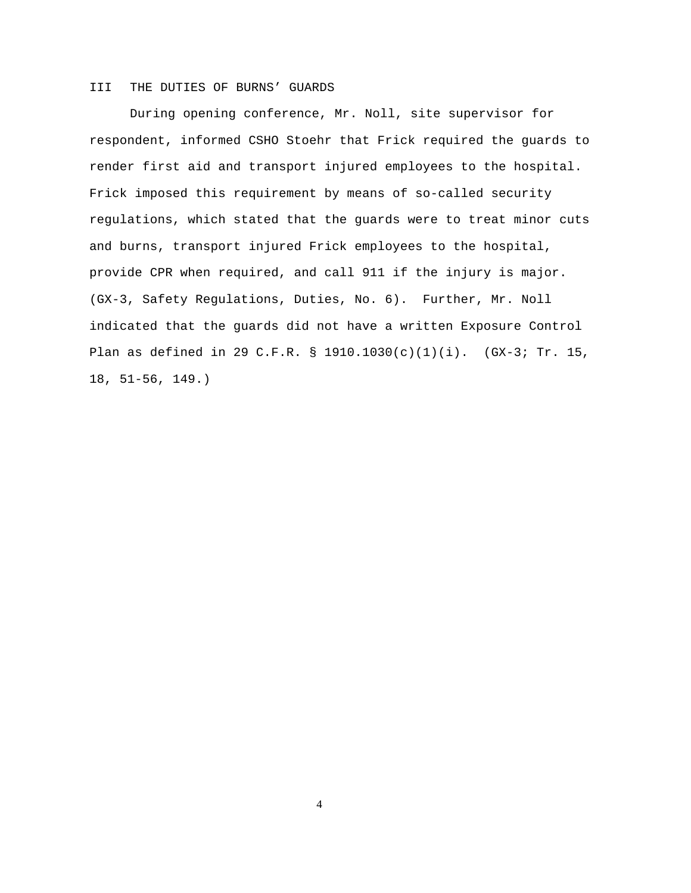## III THE DUTIES OF BURNS' GUARDS

During opening conference, Mr. Noll, site supervisor for respondent, informed CSHO Stoehr that Frick required the guards to render first aid and transport injured employees to the hospital. Frick imposed this requirement by means of so-called security regulations, which stated that the guards were to treat minor cuts and burns, transport injured Frick employees to the hospital, provide CPR when required, and call 911 if the injury is major. (GX-3, Safety Regulations, Duties, No. 6). Further, Mr. Noll indicated that the guards did not have a written Exposure Control Plan as defined in 29 C.F.R. § 1910.1030(c)(1)(i). (GX-3; Tr. 15, 18, 51-56, 149.)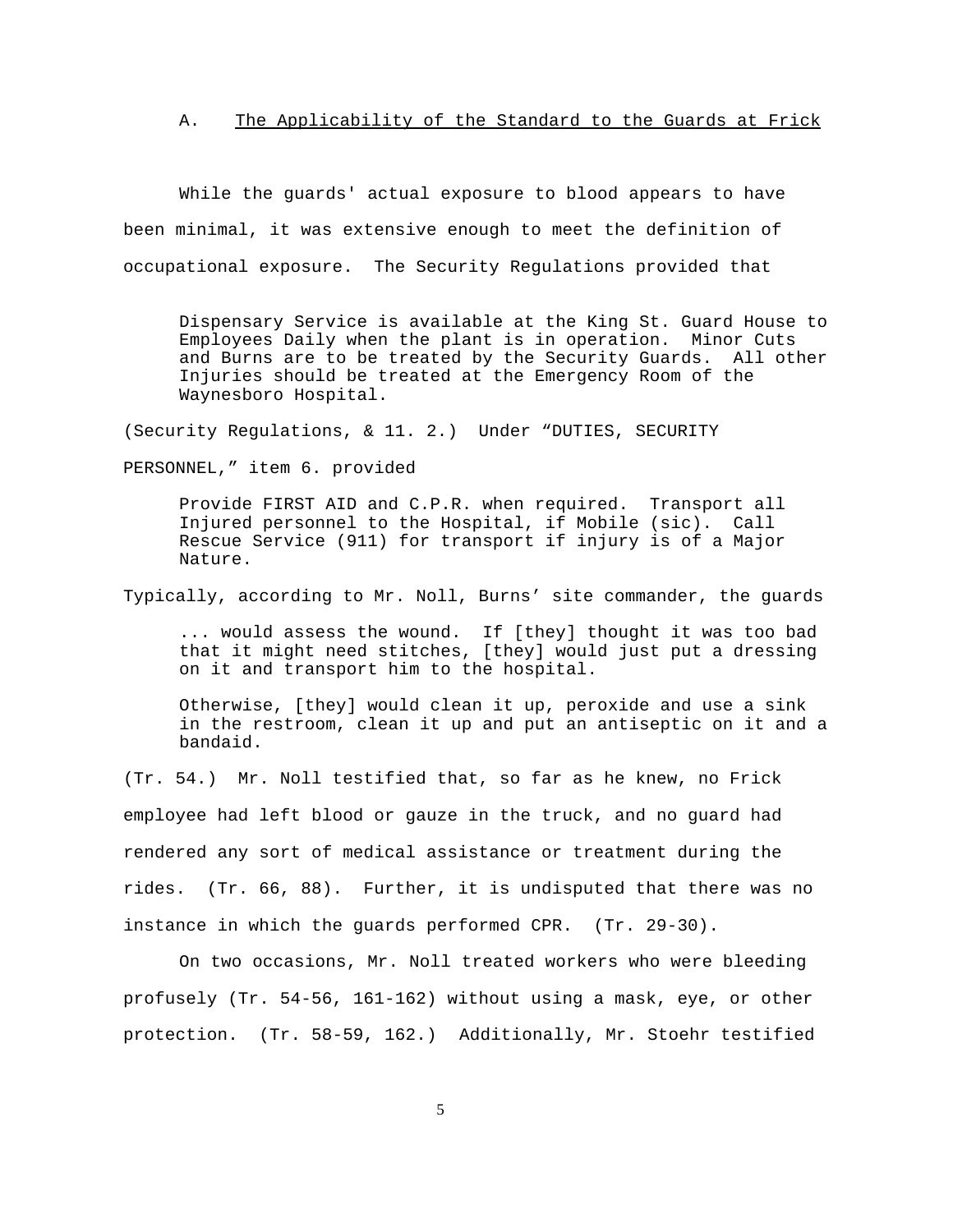### A. The Applicability of the Standard to the Guards at Frick

While the guards' actual exposure to blood appears to have been minimal, it was extensive enough to meet the definition of occupational exposure. The Security Regulations provided that

> Dispensary Service is available at the King St. Guard House to Employees Daily when the plant is in operation. Minor Cuts and Burns are to be treated by the Security Guards. All other Injuries should be treated at the Emergency Room of the Waynesboro Hospital.

(Security Regulations, & 11. 2.) Under "DUTIES, SECURITY PERSONNEL," item 6. provided

> Provide FIRST AID and C.P.R. when required. Transport all Injured personnel to the Hospital, if Mobile (sic). Call Rescue Service (911) for transport if injury is of a Major Nature.

Typically, according to Mr. Noll, Burns' site commander, the guards

> ... would assess the wound. If [they] thought it was too bad that it might need stitches, [they] would just put a dressing on it and transport him to the hospital.
>
> Otherwise, [they] would clean it up, peroxide and use a sink in the restroom, clean it up and put an antiseptic on it and a bandaid.

(Tr. 54.) Mr. Noll testified that, so far as he knew, no Frick employee had left blood or gauze in the truck, and no guard had rendered any sort of medical assistance or treatment during the rides. (Tr. 66, 88). Further, it is undisputed that there was no instance in which the guards performed CPR. (Tr. 29-30).

On two occasions, Mr. Noll treated workers who were bleeding profusely (Tr. 54-56, 161-162) without using a mask, eye, or other protection. (Tr. 58-59, 162.) Additionally, Mr. Stoehr testified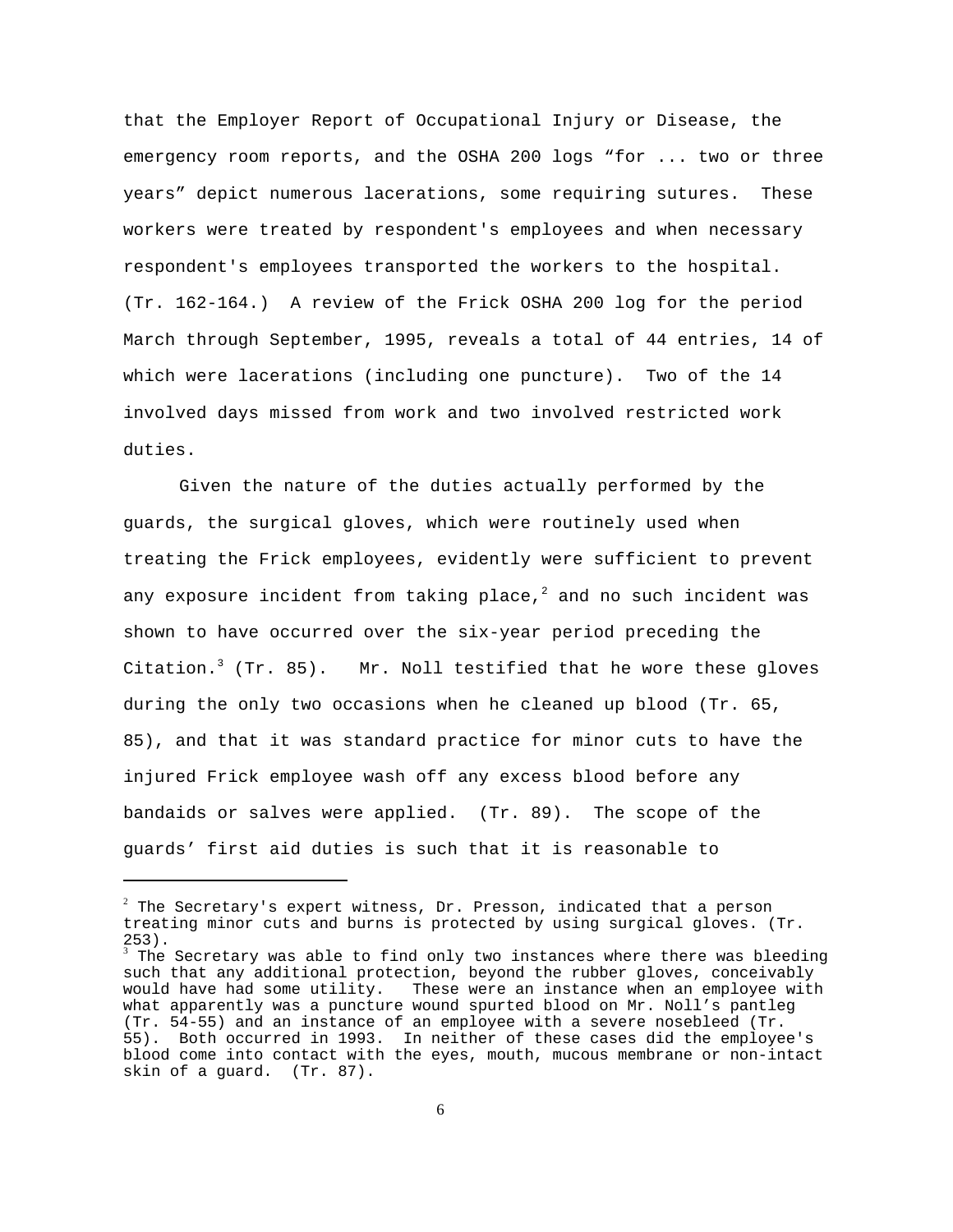that the Employer Report of Occupational Injury or Disease, the emergency room reports, and the OSHA 200 logs "for ... two or three years" depict numerous lacerations, some requiring sutures. These workers were treated by respondent's employees and when necessary respondent's employees transported the workers to the hospital. (Tr. 162-164.) A review of the Frick OSHA 200 log for the period March through September, 1995, reveals a total of 44 entries, 14 of which were lacerations (including one puncture). Two of the 14 involved days missed from work and two involved restricted work duties.

Given the nature of the duties actually performed by the guards, the surgical gloves, which were routinely used when treating the Frick employees, evidently were sufficient to prevent any exposure incident from taking place,[2] and no such incident was shown to have occurred over the six-year period preceding the Citation.[3] (Tr. 85). Mr. Noll testified that he wore these gloves during the only two occasions when he cleaned up blood (Tr. 65, 85), and that it was standard practice for minor cuts to have the injured Frick employee wash off any excess blood before any bandaids or salves were applied. (Tr. 89). The scope of the guards' first aid duties is such that it is reasonable to

---

[2] The Secretary's expert witness, Dr. Presson, indicated that a person treating minor cuts and burns is protected by using surgical gloves. (Tr. 253).

[3] The Secretary was able to find only two instances where there was bleeding such that any additional protection, beyond the rubber gloves, conceivably would have had some utility. These were an instance when an employee with what apparently was a puncture wound spurted blood on Mr. Noll's pantleg (Tr. 54-55) and an instance of an employee with a severe nosebleed (Tr. 55). Both occurred in 1993. In neither of these cases did the employee's blood come into contact with the eyes, mouth, mucous membrane or non-intact skin of a guard. (Tr. 87).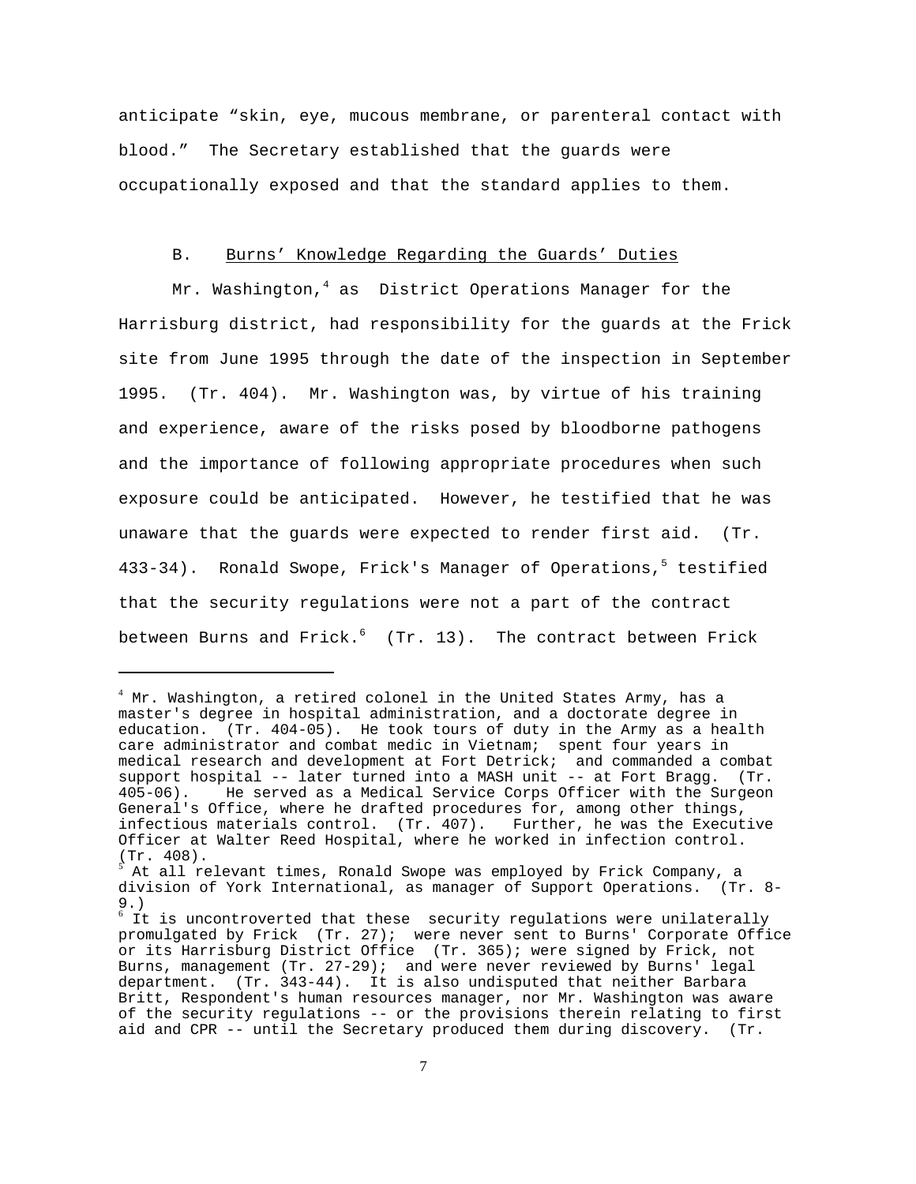anticipate "skin, eye, mucous membrane, or parenteral contact with blood." The Secretary established that the guards were occupationally exposed and that the standard applies to them.

### B. Burns' Knowledge Regarding the Guards' Duties

Mr. Washington,[4] as District Operations Manager for the Harrisburg district, had responsibility for the guards at the Frick site from June 1995 through the date of the inspection in September 1995. (Tr. 404). Mr. Washington was, by virtue of his training and experience, aware of the risks posed by bloodborne pathogens and the importance of following appropriate procedures when such exposure could be anticipated. However, he testified that he was unaware that the guards were expected to render first aid. (Tr. 433-34). Ronald Swope, Frick's Manager of Operations,[5] testified that the security regulations were not a part of the contract between Burns and Frick.[6] (Tr. 13). The contract between Frick

---

[4] Mr. Washington, a retired colonel in the United States Army, has a master's degree in hospital administration, and a doctorate degree in education. (Tr. 404-05). He took tours of duty in the Army as a health care administrator and combat medic in Vietnam; spent four years in medical research and development at Fort Detrick; and commanded a combat support hospital -- later turned into a MASH unit -- at Fort Bragg. (Tr. 405-06). He served as a Medical Service Corps Officer with the Surgeon General's Office, where he drafted procedures for, among other things, infectious materials control. (Tr. 407). Further, he was the Executive Officer at Walter Reed Hospital, where he worked in infection control. (Tr. 408).

[5] At all relevant times, Ronald Swope was employed by Frick Company, a division of York International, as manager of Support Operations. (Tr. 8-9.)

[6] It is uncontroverted that these security regulations were unilaterally promulgated by Frick (Tr. 27); were never sent to Burns' Corporate Office or its Harrisburg District Office (Tr. 365); were signed by Frick, not Burns, management (Tr. 27-29); and were never reviewed by Burns' legal department. (Tr. 343-44). It is also undisputed that neither Barbara Britt, Respondent's human resources manager, nor Mr. Washington was aware of the security regulations -- or the provisions therein relating to first aid and CPR -- until the Secretary produced them during discovery. (Tr.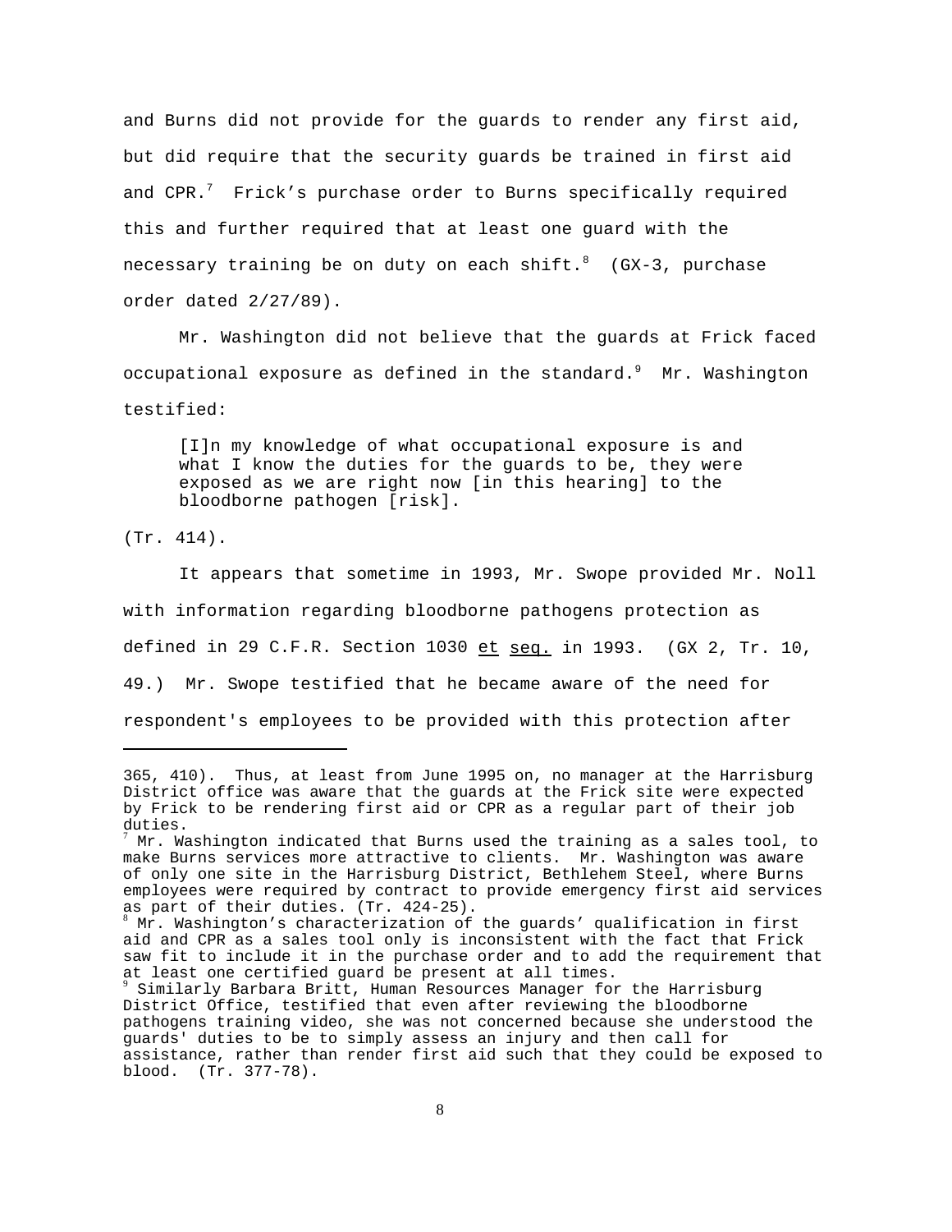and Burns did not provide for the guards to render any first aid, but did require that the security guards be trained in first aid and CPR.[7] Frick's purchase order to Burns specifically required this and further required that at least one guard with the necessary training be on duty on each shift.[8] (GX-3, purchase order dated 2/27/89).

Mr. Washington did not believe that the guards at Frick faced occupational exposure as defined in the standard.[9] Mr. Washington testified:

> [I]n my knowledge of what occupational exposure is and what I know the duties for the guards to be, they were exposed as we are right now [in this hearing] to the bloodborne pathogen [risk].

(Tr. 414).

It appears that sometime in 1993, Mr. Swope provided Mr. Noll with information regarding bloodborne pathogens protection as defined in 29 C.F.R. Section 1030 et seq. in 1993. (GX 2, Tr. 10, 49.) Mr. Swope testified that he became aware of the need for respondent's employees to be provided with this protection after

---

365, 410). Thus, at least from June 1995 on, no manager at the Harrisburg District office was aware that the guards at the Frick site were expected by Frick to be rendering first aid or CPR as a regular part of their job duties.

[7] Mr. Washington indicated that Burns used the training as a sales tool, to make Burns services more attractive to clients. Mr. Washington was aware of only one site in the Harrisburg District, Bethlehem Steel, where Burns employees were required by contract to provide emergency first aid services as part of their duties. (Tr. 424-25).

[8] Mr. Washington's characterization of the guards' qualification in first aid and CPR as a sales tool only is inconsistent with the fact that Frick saw fit to include it in the purchase order and to add the requirement that at least one certified guard be present at all times.

[9] Similarly Barbara Britt, Human Resources Manager for the Harrisburg District Office, testified that even after reviewing the bloodborne pathogens training video, she was not concerned because she understood the guards' duties to be to simply assess an injury and then call for assistance, rather than render first aid such that they could be exposed to blood. (Tr. 377-78).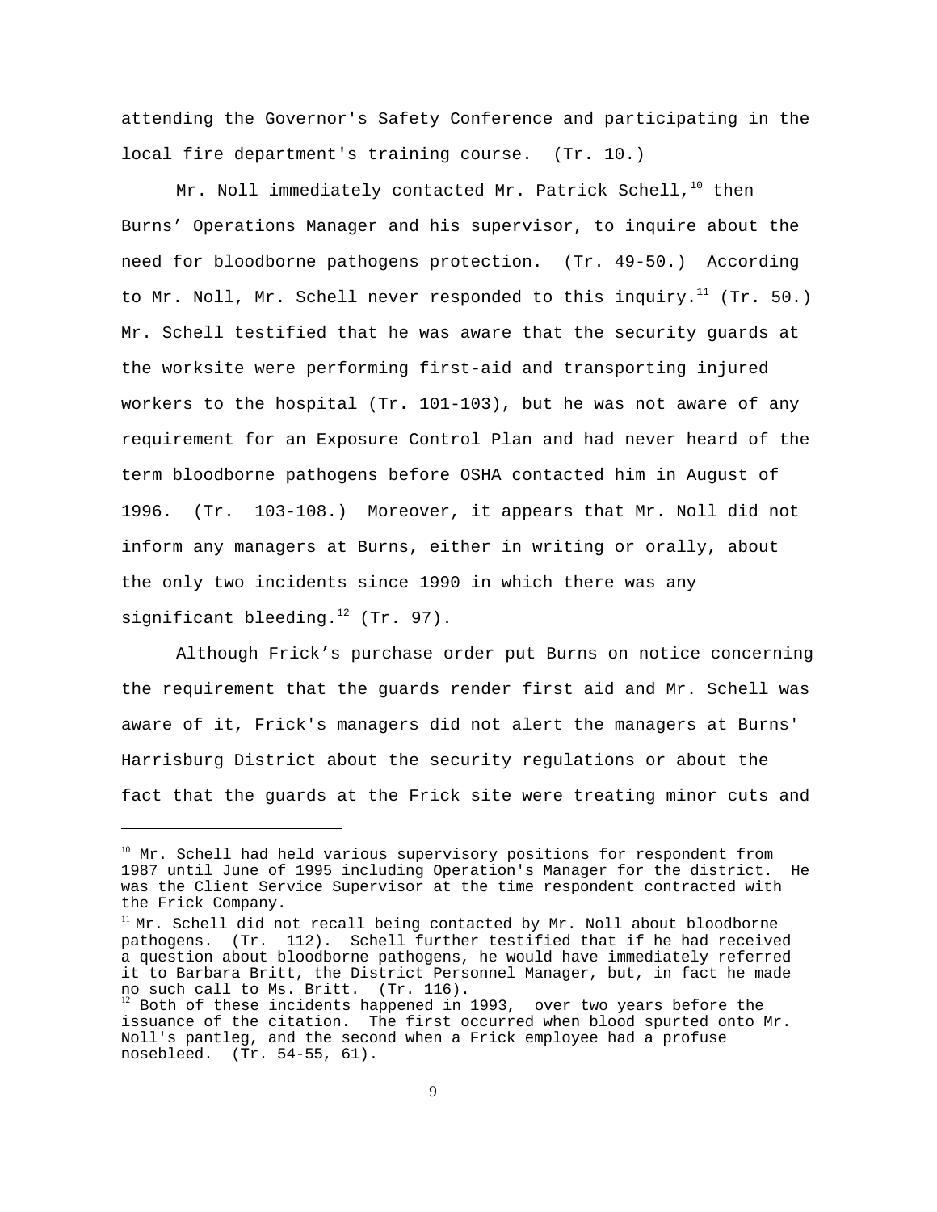attending the Governor's Safety Conference and participating in the local fire department's training course. (Tr. 10.)

Mr. Noll immediately contacted Mr. Patrick Schell,[10] then Burns' Operations Manager and his supervisor, to inquire about the need for bloodborne pathogens protection. (Tr. 49-50.) According to Mr. Noll, Mr. Schell never responded to this inquiry.[11] (Tr. 50.) Mr. Schell testified that he was aware that the security guards at the worksite were performing first-aid and transporting injured workers to the hospital (Tr. 101-103), but he was not aware of any requirement for an Exposure Control Plan and had never heard of the term bloodborne pathogens before OSHA contacted him in August of 1996. (Tr. 103-108.) Moreover, it appears that Mr. Noll did not inform any managers at Burns, either in writing or orally, about the only two incidents since 1990 in which there was any significant bleeding.[12] (Tr. 97).

Although Frick's purchase order put Burns on notice concerning the requirement that the guards render first aid and Mr. Schell was aware of it, Frick's managers did not alert the managers at Burns' Harrisburg District about the security regulations or about the fact that the guards at the Frick site were treating minor cuts and

---

[10] Mr. Schell had held various supervisory positions for respondent from 1987 until June of 1995 including Operation's Manager for the district. He was the Client Service Supervisor at the time respondent contracted with the Frick Company.

[11] Mr. Schell did not recall being contacted by Mr. Noll about bloodborne pathogens. (Tr. 112). Schell further testified that if he had received a question about bloodborne pathogens, he would have immediately referred it to Barbara Britt, the District Personnel Manager, but, in fact he made no such call to Ms. Britt. (Tr. 116).

[12] Both of these incidents happened in 1993, over two years before the issuance of the citation. The first occurred when blood spurted onto Mr. Noll's pantleg, and the second when a Frick employee had a profuse nosebleed. (Tr. 54-55, 61).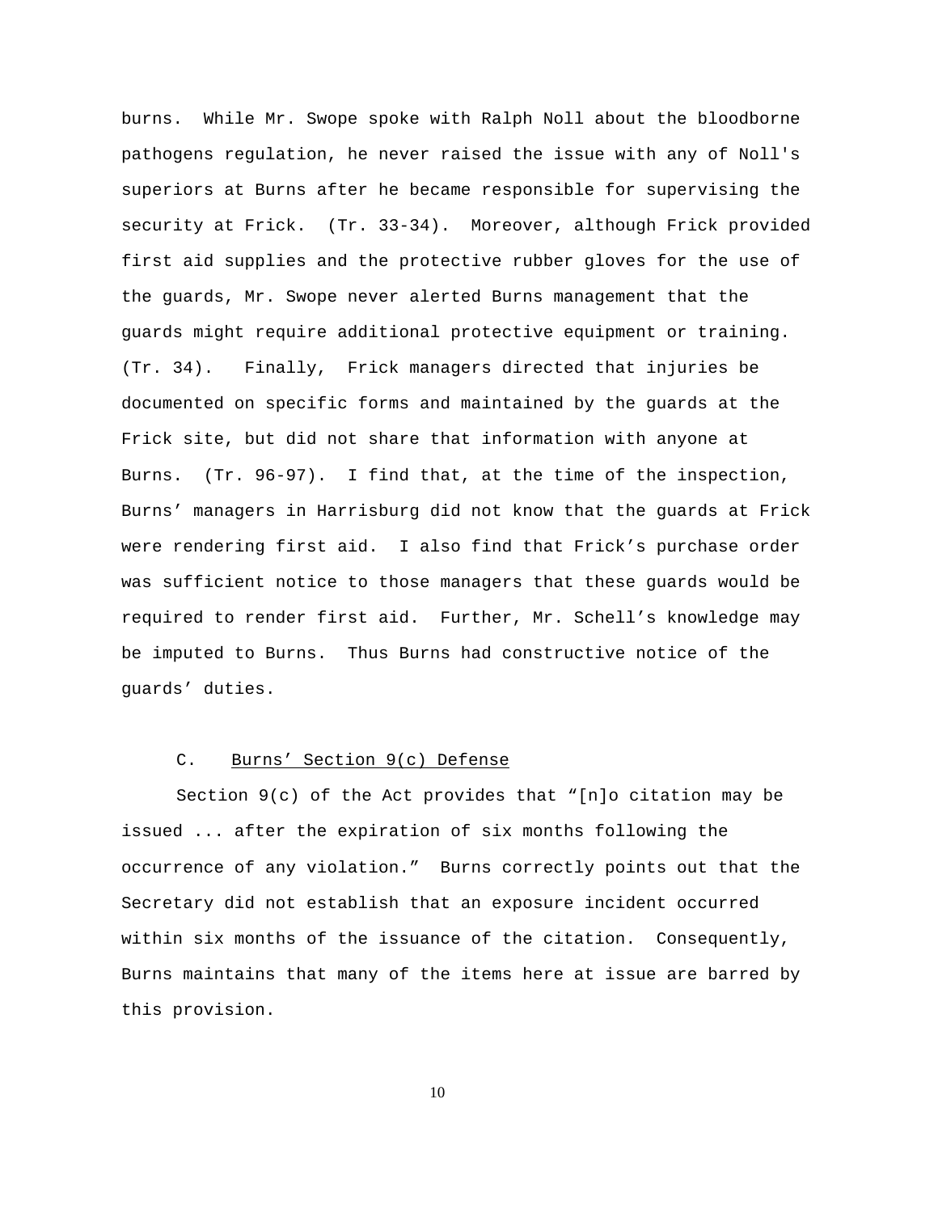burns. While Mr. Swope spoke with Ralph Noll about the bloodborne pathogens regulation, he never raised the issue with any of Noll's superiors at Burns after he became responsible for supervising the security at Frick. (Tr. 33-34). Moreover, although Frick provided first aid supplies and the protective rubber gloves for the use of the guards, Mr. Swope never alerted Burns management that the guards might require additional protective equipment or training. (Tr. 34). Finally, Frick managers directed that injuries be documented on specific forms and maintained by the guards at the Frick site, but did not share that information with anyone at Burns. (Tr. 96-97). I find that, at the time of the inspection, Burns' managers in Harrisburg did not know that the guards at Frick were rendering first aid. I also find that Frick's purchase order was sufficient notice to those managers that these guards would be required to render first aid. Further, Mr. Schell's knowledge may be imputed to Burns. Thus Burns had constructive notice of the guards' duties.

### C. Burns' Section 9(c) Defense

Section 9(c) of the Act provides that "[n]o citation may be issued ... after the expiration of six months following the occurrence of any violation." Burns correctly points out that the Secretary did not establish that an exposure incident occurred within six months of the issuance of the citation. Consequently, Burns maintains that many of the items here at issue are barred by this provision.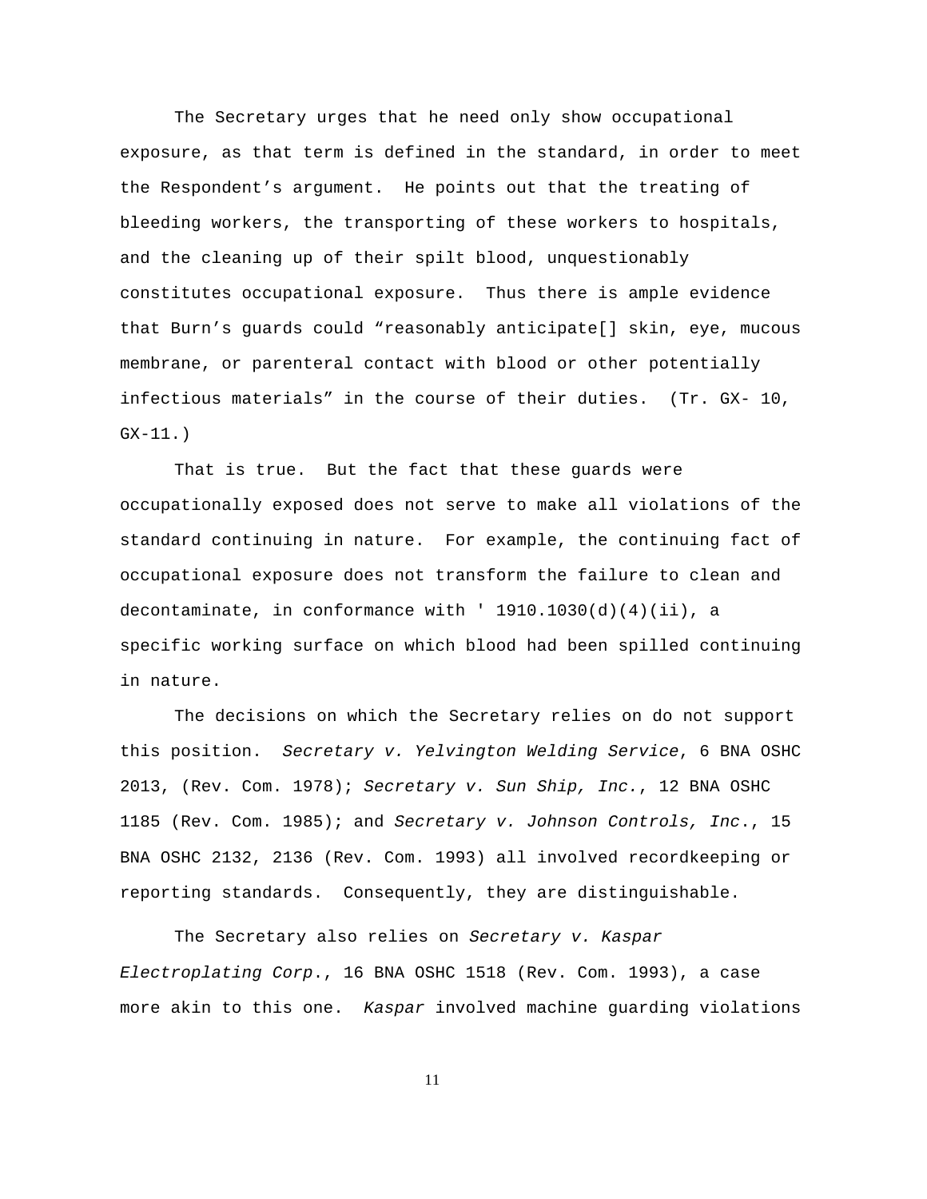The Secretary urges that he need only show occupational exposure, as that term is defined in the standard, in order to meet the Respondent's argument. He points out that the treating of bleeding workers, the transporting of these workers to hospitals, and the cleaning up of their spilt blood, unquestionably constitutes occupational exposure. Thus there is ample evidence that Burn's guards could "reasonably anticipate[] skin, eye, mucous membrane, or parenteral contact with blood or other potentially infectious materials" in the course of their duties. (Tr. GX- 10, GX-11.)

That is true. But the fact that these guards were occupationally exposed does not serve to make all violations of the standard continuing in nature. For example, the continuing fact of occupational exposure does not transform the failure to clean and decontaminate, in conformance with ' 1910.1030(d)(4)(ii), a specific working surface on which blood had been spilled continuing in nature.

The decisions on which the Secretary relies on do not support this position. *Secretary v. Yelvington Welding Service*, 6 BNA OSHC 2013, (Rev. Com. 1978); *Secretary v. Sun Ship, Inc.*, 12 BNA OSHC 1185 (Rev. Com. 1985); and *Secretary v. Johnson Controls, Inc.*, 15 BNA OSHC 2132, 2136 (Rev. Com. 1993) all involved recordkeeping or reporting standards. Consequently, they are distinguishable.

The Secretary also relies on *Secretary v. Kaspar Electroplating Corp.*, 16 BNA OSHC 1518 (Rev. Com. 1993), a case more akin to this one. *Kaspar* involved machine guarding violations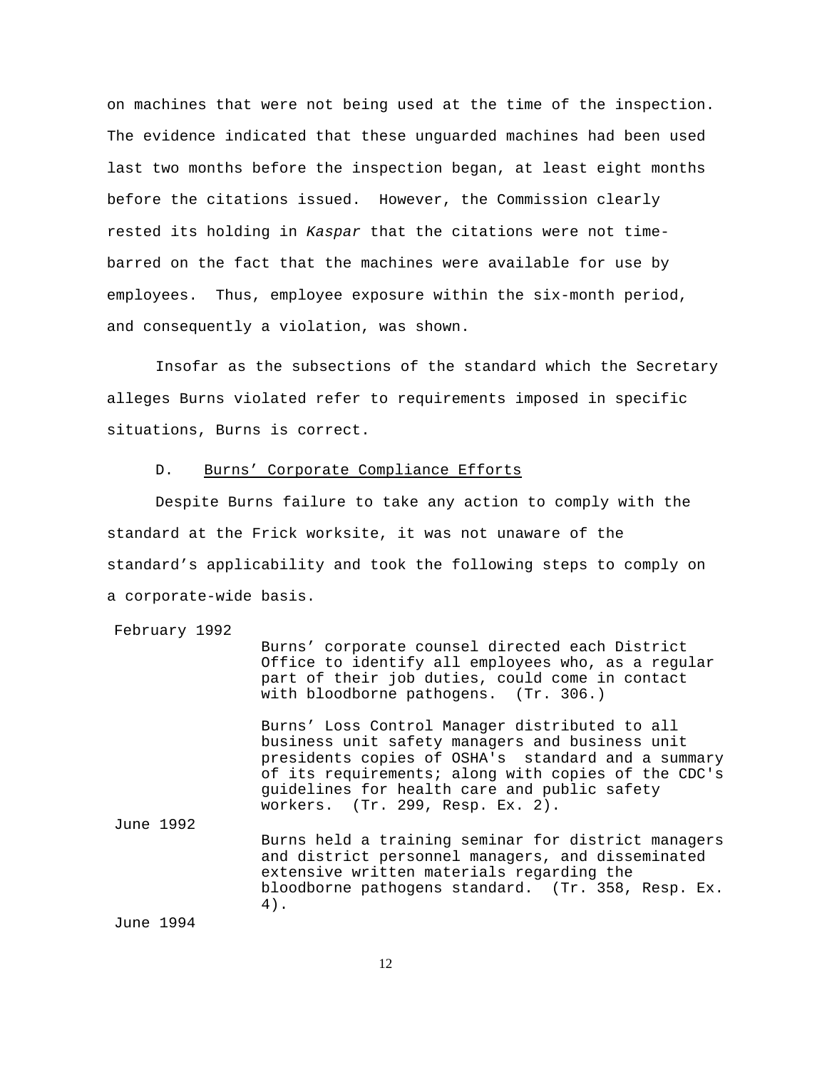on machines that were not being used at the time of the inspection. The evidence indicated that these unguarded machines had been used last two months before the inspection began, at least eight months before the citations issued. However, the Commission clearly rested its holding in *Kaspar* that the citations were not time-barred on the fact that the machines were available for use by employees. Thus, employee exposure within the six-month period, and consequently a violation, was shown.

Insofar as the subsections of the standard which the Secretary alleges Burns violated refer to requirements imposed in specific situations, Burns is correct.

D. Burns' Corporate Compliance Efforts

Despite Burns failure to take any action to comply with the standard at the Frick worksite, it was not unaware of the standard's applicability and took the following steps to comply on a corporate-wide basis.

| | |
|---|---|
| February 1992 | Burns' corporate counsel directed each District Office to identify all employees who, as a regular part of their job duties, could come in contact with bloodborne pathogens. (Tr. 306.) |
| | Burns' Loss Control Manager distributed to all business unit safety managers and business unit presidents copies of OSHA's standard and a summary of its requirements; along with copies of the CDC's guidelines for health care and public safety workers. (Tr. 299, Resp. Ex. 2). |
| June 1992 | Burns held a training seminar for district managers and district personnel managers, and disseminated extensive written materials regarding the bloodborne pathogens standard. (Tr. 358, Resp. Ex. 4). |
| June 1994 | |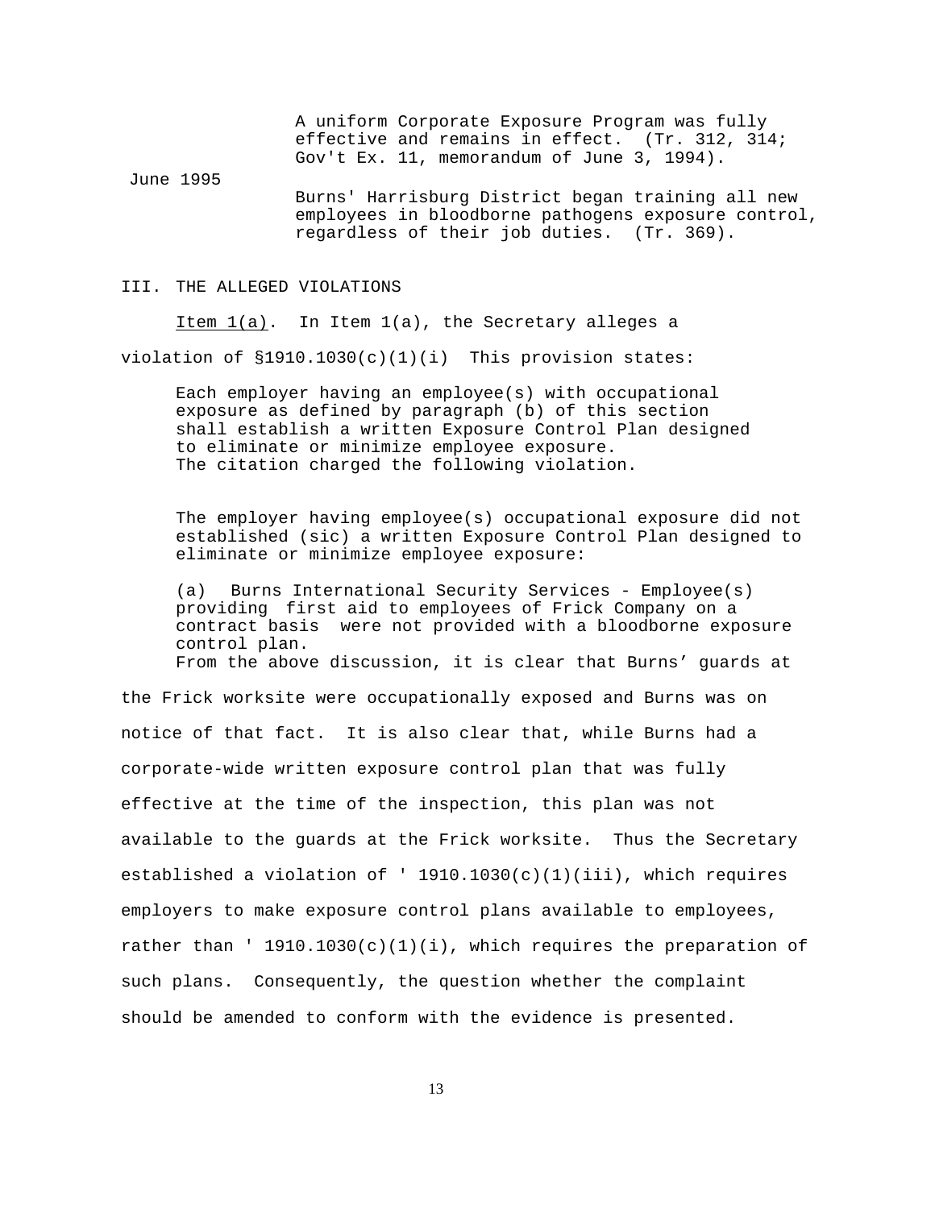A uniform Corporate Exposure Program was fully effective and remains in effect. (Tr. 312, 314; Gov't Ex. 11, memorandum of June 3, 1994).

June 1995

Burns' Harrisburg District began training all new employees in bloodborne pathogens exposure control, regardless of their job duties. (Tr. 369).

III. THE ALLEGED VIOLATIONS

Item 1(a). In Item 1(a), the Secretary alleges a violation of §1910.1030(c)(1)(i) This provision states:

> Each employer having an employee(s) with occupational exposure as defined by paragraph (b) of this section shall establish a written Exposure Control Plan designed to eliminate or minimize employee exposure.

The citation charged the following violation.

> The employer having employee(s) occupational exposure did not established (sic) a written Exposure Control Plan designed to eliminate or minimize employee exposure:
>
> (a) Burns International Security Services - Employee(s) providing first aid to employees of Frick Company on a contract basis were not provided with a bloodborne exposure control plan.

From the above discussion, it is clear that Burns' guards at the Frick worksite were occupationally exposed and Burns was on notice of that fact. It is also clear that, while Burns had a corporate-wide written exposure control plan that was fully effective at the time of the inspection, this plan was not available to the guards at the Frick worksite. Thus the Secretary established a violation of ' 1910.1030(c)(1)(iii), which requires employers to make exposure control plans available to employees, rather than ' 1910.1030(c)(1)(i), which requires the preparation of such plans. Consequently, the question whether the complaint should be amended to conform with the evidence is presented.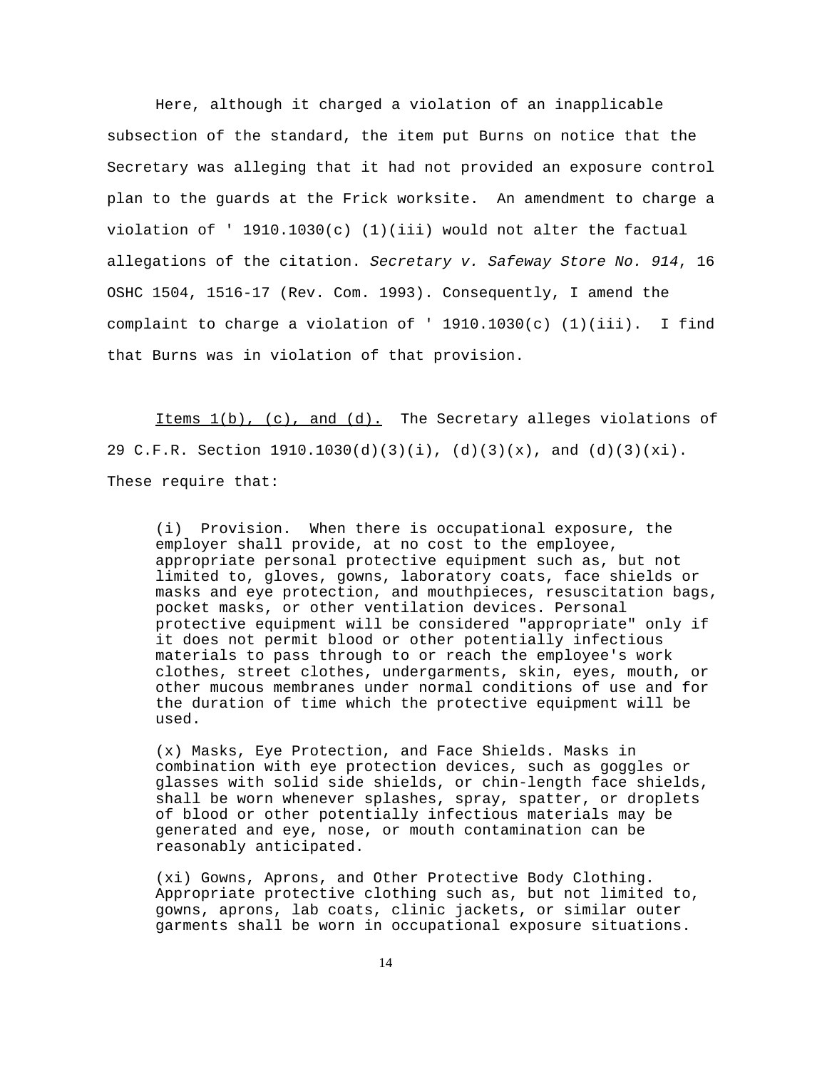Here, although it charged a violation of an inapplicable subsection of the standard, the item put Burns on notice that the Secretary was alleging that it had not provided an exposure control plan to the guards at the Frick worksite. An amendment to charge a violation of ' 1910.1030(c) (1)(iii) would not alter the factual allegations of the citation. *Secretary v. Safeway Store No. 914*, 16 OSHC 1504, 1516-17 (Rev. Com. 1993). Consequently, I amend the complaint to charge a violation of ' 1910.1030(c) (1)(iii). I find that Burns was in violation of that provision.

Items 1(b), (c), and (d). The Secretary alleges violations of 29 C.F.R. Section 1910.1030(d)(3)(i), (d)(3)(x), and (d)(3)(xi). These require that:

> (i) Provision. When there is occupational exposure, the employer shall provide, at no cost to the employee, appropriate personal protective equipment such as, but not limited to, gloves, gowns, laboratory coats, face shields or masks and eye protection, and mouthpieces, resuscitation bags, pocket masks, or other ventilation devices. Personal protective equipment will be considered "appropriate" only if it does not permit blood or other potentially infectious materials to pass through to or reach the employee's work clothes, street clothes, undergarments, skin, eyes, mouth, or other mucous membranes under normal conditions of use and for the duration of time which the protective equipment will be used.
>
> (x) Masks, Eye Protection, and Face Shields. Masks in combination with eye protection devices, such as goggles or glasses with solid side shields, or chin-length face shields, shall be worn whenever splashes, spray, spatter, or droplets of blood or other potentially infectious materials may be generated and eye, nose, or mouth contamination can be reasonably anticipated.
>
> (xi) Gowns, Aprons, and Other Protective Body Clothing. Appropriate protective clothing such as, but not limited to, gowns, aprons, lab coats, clinic jackets, or similar outer garments shall be worn in occupational exposure situations.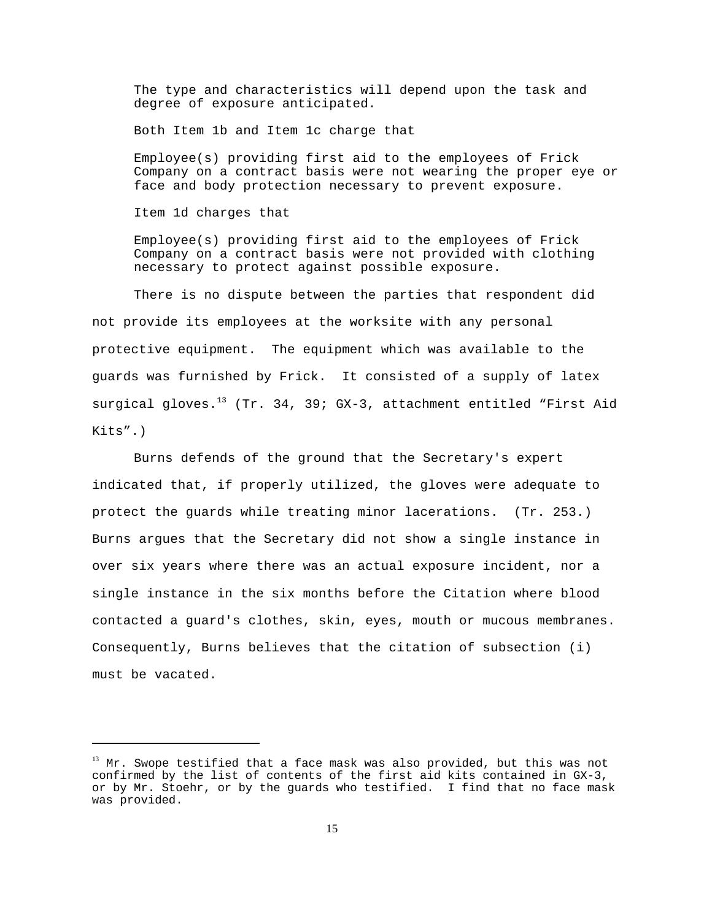> The type and characteristics will depend upon the task and degree of exposure anticipated.

Both Item 1b and Item 1c charge that

> Employee(s) providing first aid to the employees of Frick Company on a contract basis were not wearing the proper eye or face and body protection necessary to prevent exposure.

Item 1d charges that

> Employee(s) providing first aid to the employees of Frick Company on a contract basis were not provided with clothing necessary to protect against possible exposure.

There is no dispute between the parties that respondent did not provide its employees at the worksite with any personal protective equipment. The equipment which was available to the guards was furnished by Frick. It consisted of a supply of latex surgical gloves.[13] (Tr. 34, 39; GX-3, attachment entitled "First Aid Kits".)

Burns defends of the ground that the Secretary's expert indicated that, if properly utilized, the gloves were adequate to protect the guards while treating minor lacerations. (Tr. 253.) Burns argues that the Secretary did not show a single instance in over six years where there was an actual exposure incident, nor a single instance in the six months before the Citation where blood contacted a guard's clothes, skin, eyes, mouth or mucous membranes. Consequently, Burns believes that the citation of subsection (i) must be vacated.

---

[13] Mr. Swope testified that a face mask was also provided, but this was not confirmed by the list of contents of the first aid kits contained in GX-3, or by Mr. Stoehr, or by the guards who testified. I find that no face mask was provided.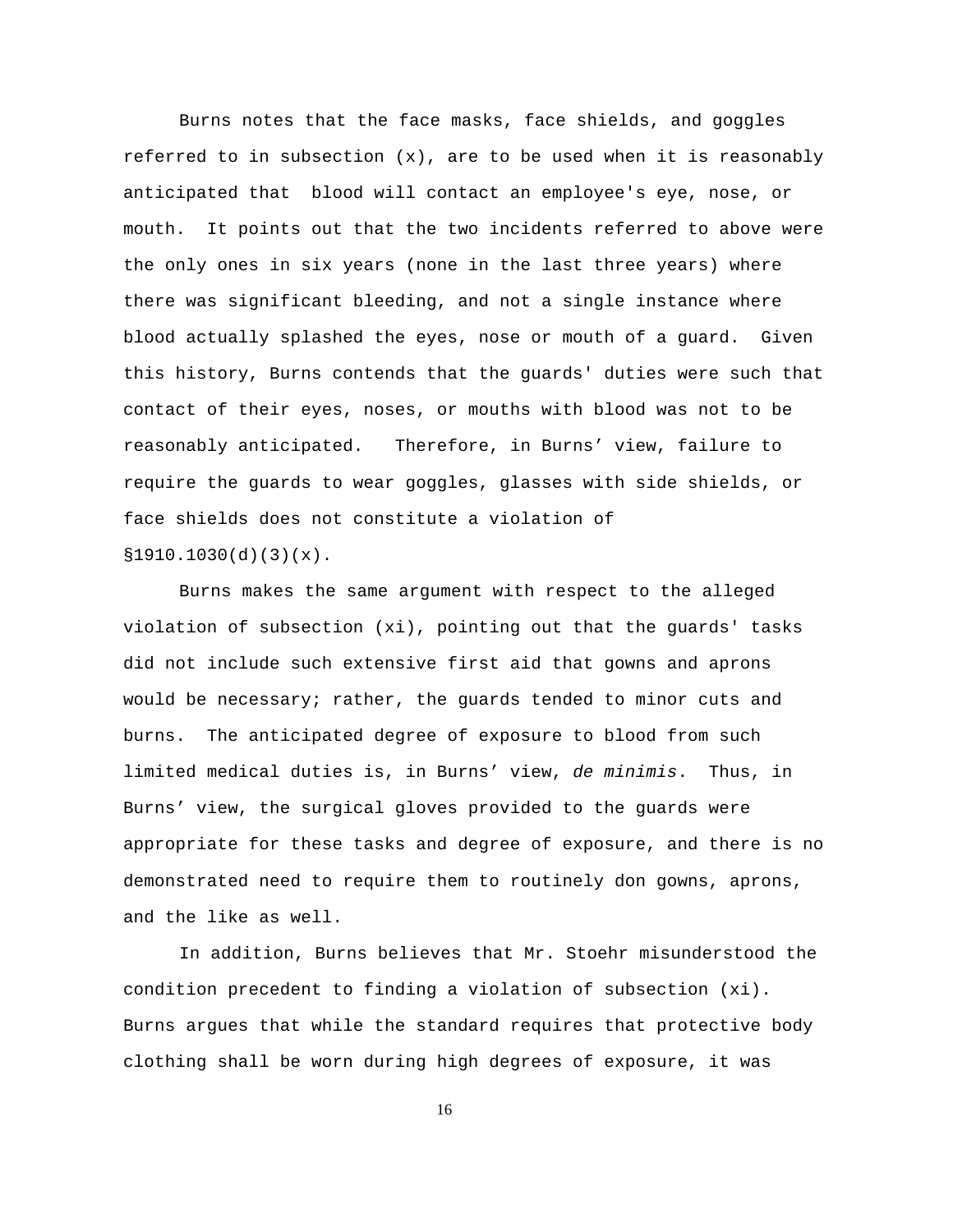Burns notes that the face masks, face shields, and goggles referred to in subsection (x), are to be used when it is reasonably anticipated that blood will contact an employee's eye, nose, or mouth. It points out that the two incidents referred to above were the only ones in six years (none in the last three years) where there was significant bleeding, and not a single instance where blood actually splashed the eyes, nose or mouth of a guard. Given this history, Burns contends that the guards' duties were such that contact of their eyes, noses, or mouths with blood was not to be reasonably anticipated. Therefore, in Burns' view, failure to require the guards to wear goggles, glasses with side shields, or face shields does not constitute a violation of §1910.1030(d)(3)(x).

Burns makes the same argument with respect to the alleged violation of subsection (xi), pointing out that the guards' tasks did not include such extensive first aid that gowns and aprons would be necessary; rather, the guards tended to minor cuts and burns. The anticipated degree of exposure to blood from such limited medical duties is, in Burns' view, *de minimis*. Thus, in Burns' view, the surgical gloves provided to the guards were appropriate for these tasks and degree of exposure, and there is no demonstrated need to require them to routinely don gowns, aprons, and the like as well.

In addition, Burns believes that Mr. Stoehr misunderstood the condition precedent to finding a violation of subsection (xi). Burns argues that while the standard requires that protective body clothing shall be worn during high degrees of exposure, it was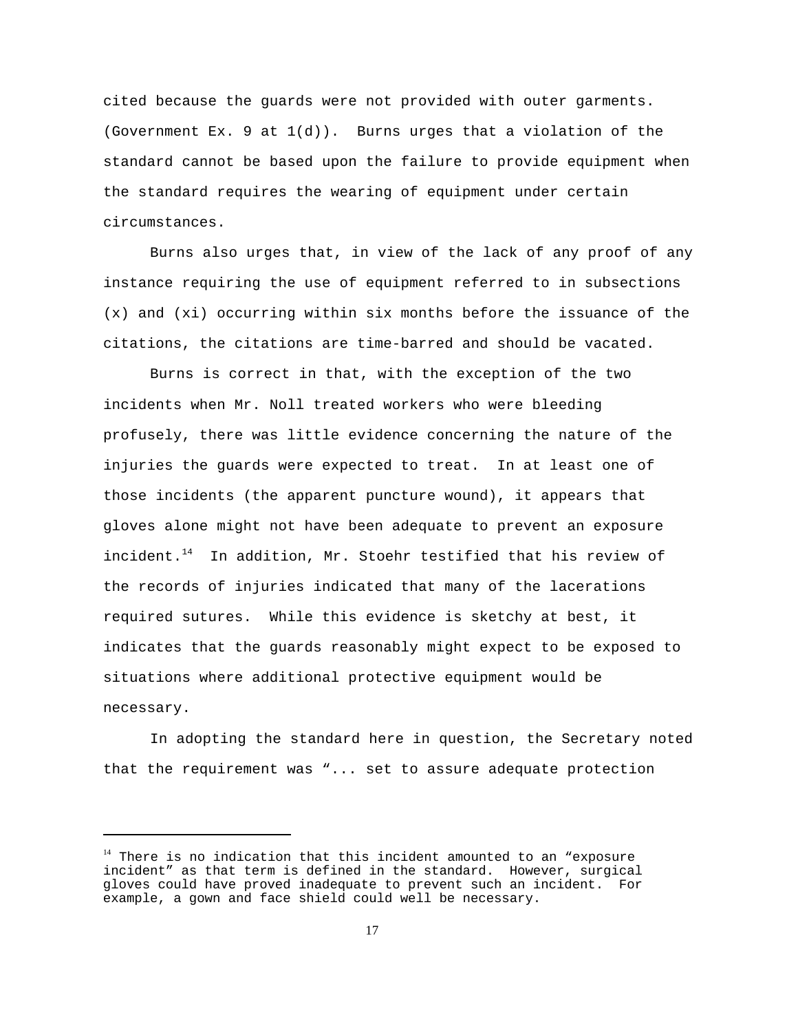cited because the guards were not provided with outer garments. (Government Ex. 9 at 1(d)). Burns urges that a violation of the standard cannot be based upon the failure to provide equipment when the standard requires the wearing of equipment under certain circumstances.

Burns also urges that, in view of the lack of any proof of any instance requiring the use of equipment referred to in subsections (x) and (xi) occurring within six months before the issuance of the citations, the citations are time-barred and should be vacated.

Burns is correct in that, with the exception of the two incidents when Mr. Noll treated workers who were bleeding profusely, there was little evidence concerning the nature of the injuries the guards were expected to treat. In at least one of those incidents (the apparent puncture wound), it appears that gloves alone might not have been adequate to prevent an exposure incident.[14] In addition, Mr. Stoehr testified that his review of the records of injuries indicated that many of the lacerations required sutures. While this evidence is sketchy at best, it indicates that the guards reasonably might expect to be exposed to situations where additional protective equipment would be necessary.

In adopting the standard here in question, the Secretary noted that the requirement was "... set to assure adequate protection

---

[14] There is no indication that this incident amounted to an "exposure incident" as that term is defined in the standard. However, surgical gloves could have proved inadequate to prevent such an incident. For example, a gown and face shield could well be necessary.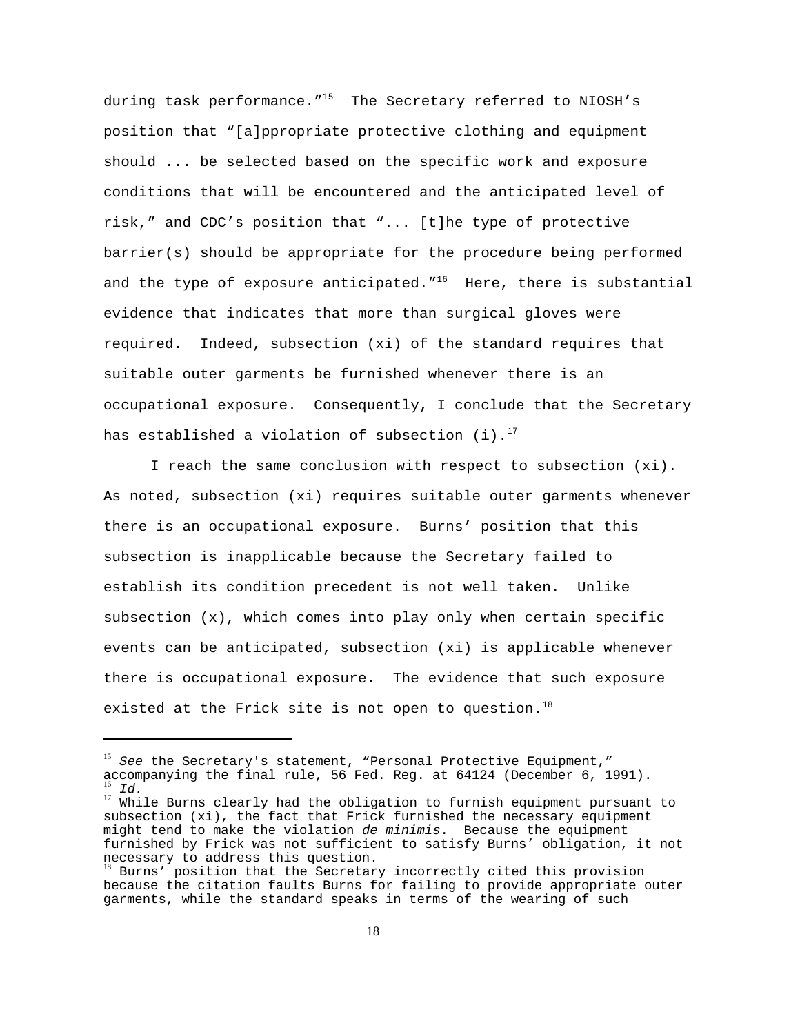during task performance."[15] The Secretary referred to NIOSH's position that "[a]ppropriate protective clothing and equipment should ... be selected based on the specific work and exposure conditions that will be encountered and the anticipated level of risk," and CDC's position that "... [t]he type of protective barrier(s) should be appropriate for the procedure being performed and the type of exposure anticipated."[16] Here, there is substantial evidence that indicates that more than surgical gloves were required. Indeed, subsection (xi) of the standard requires that suitable outer garments be furnished whenever there is an occupational exposure. Consequently, I conclude that the Secretary has established a violation of subsection (i).[17]

I reach the same conclusion with respect to subsection (xi). As noted, subsection (xi) requires suitable outer garments whenever there is an occupational exposure. Burns' position that this subsection is inapplicable because the Secretary failed to establish its condition precedent is not well taken. Unlike subsection (x), which comes into play only when certain specific events can be anticipated, subsection (xi) is applicable whenever there is occupational exposure. The evidence that such exposure existed at the Frick site is not open to question.[18]

---

[15] *See* the Secretary's statement, "Personal Protective Equipment," accompanying the final rule, 56 Fed. Reg. at 64124 (December 6, 1991).

[16] *Id.*

[17] While Burns clearly had the obligation to furnish equipment pursuant to subsection (xi), the fact that Frick furnished the necessary equipment might tend to make the violation *de minimis*. Because the equipment furnished by Frick was not sufficient to satisfy Burns' obligation, it not necessary to address this question.

[18] Burns' position that the Secretary incorrectly cited this provision because the citation faults Burns for failing to provide appropriate outer garments, while the standard speaks in terms of the wearing of such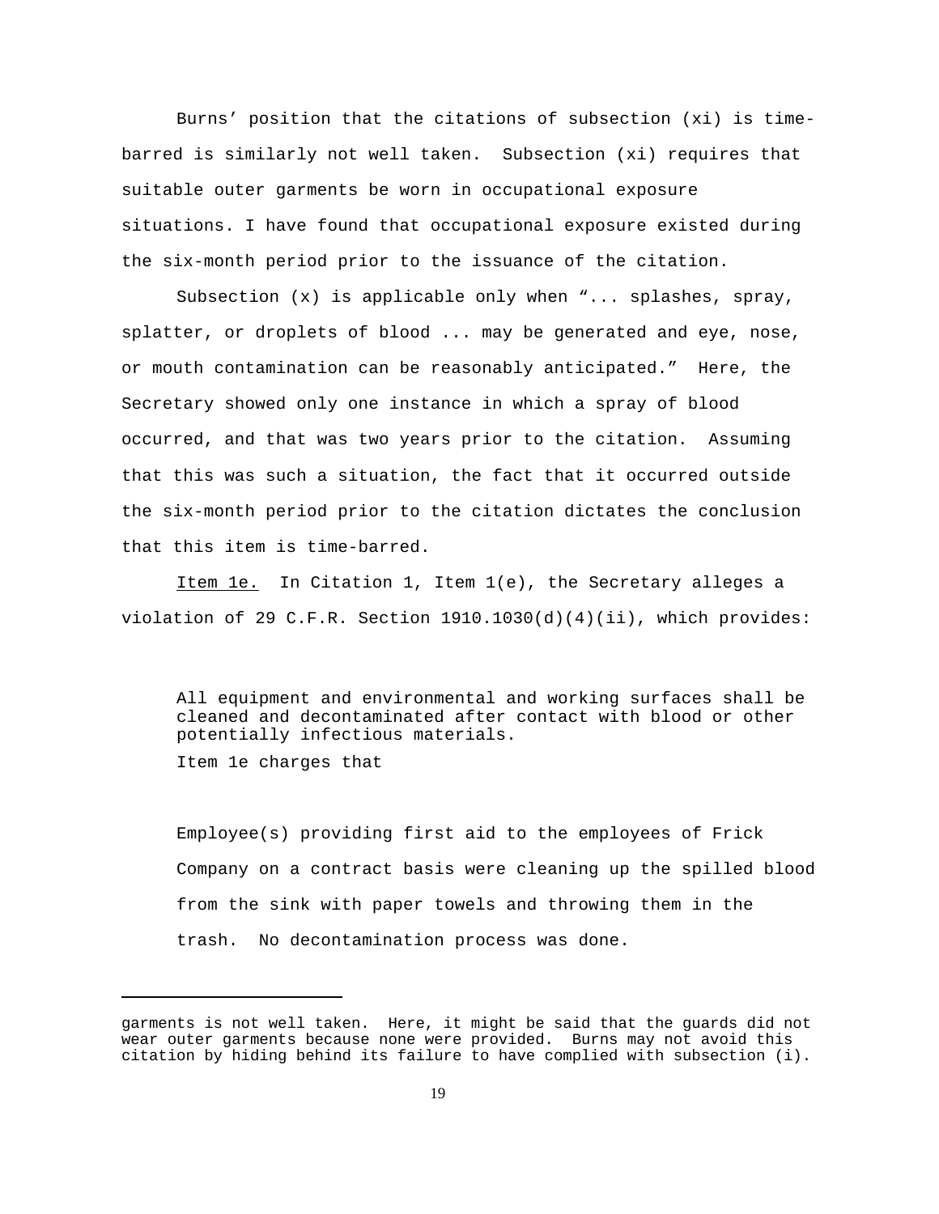Burns' position that the citations of subsection (xi) is time-barred is similarly not well taken. Subsection (xi) requires that suitable outer garments be worn in occupational exposure situations. I have found that occupational exposure existed during the six-month period prior to the issuance of the citation.

Subsection (x) is applicable only when "... splashes, spray, splatter, or droplets of blood ... may be generated and eye, nose, or mouth contamination can be reasonably anticipated." Here, the Secretary showed only one instance in which a spray of blood occurred, and that was two years prior to the citation. Assuming that this was such a situation, the fact that it occurred outside the six-month period prior to the citation dictates the conclusion that this item is time-barred.

Item 1e. In Citation 1, Item 1(e), the Secretary alleges a violation of 29 C.F.R. Section 1910.1030(d)(4)(ii), which provides:

> All equipment and environmental and working surfaces shall be cleaned and decontaminated after contact with blood or other potentially infectious materials.

Item 1e charges that

> Employee(s) providing first aid to the employees of Frick Company on a contract basis were cleaning up the spilled blood from the sink with paper towels and throwing them in the trash. No decontamination process was done.

---

garments is not well taken. Here, it might be said that the guards did not wear outer garments because none were provided. Burns may not avoid this citation by hiding behind its failure to have complied with subsection (i).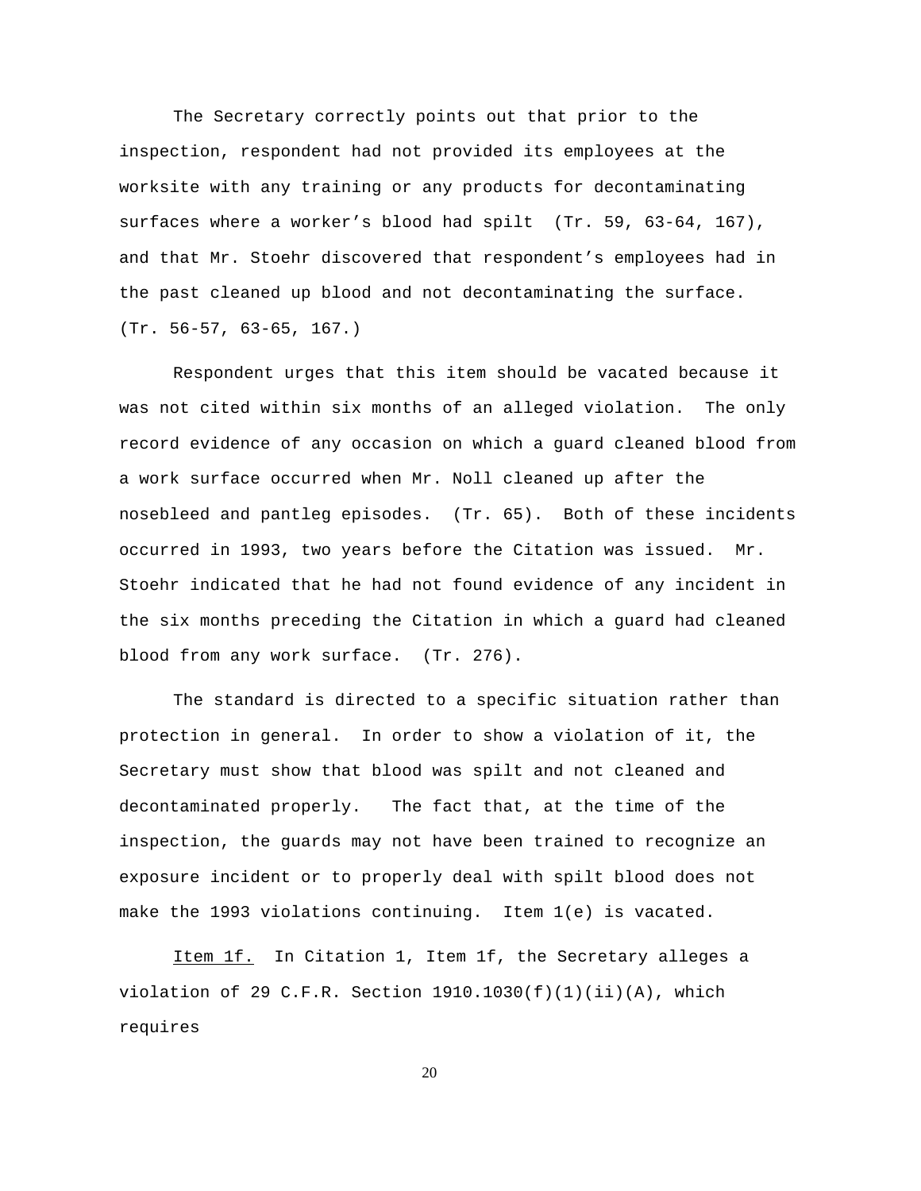The Secretary correctly points out that prior to the inspection, respondent had not provided its employees at the worksite with any training or any products for decontaminating surfaces where a worker's blood had spilt (Tr. 59, 63-64, 167), and that Mr. Stoehr discovered that respondent's employees had in the past cleaned up blood and not decontaminating the surface. (Tr. 56-57, 63-65, 167.)

Respondent urges that this item should be vacated because it was not cited within six months of an alleged violation. The only record evidence of any occasion on which a guard cleaned blood from a work surface occurred when Mr. Noll cleaned up after the nosebleed and pantleg episodes. (Tr. 65). Both of these incidents occurred in 1993, two years before the Citation was issued. Mr. Stoehr indicated that he had not found evidence of any incident in the six months preceding the Citation in which a guard had cleaned blood from any work surface. (Tr. 276).

The standard is directed to a specific situation rather than protection in general. In order to show a violation of it, the Secretary must show that blood was spilt and not cleaned and decontaminated properly. The fact that, at the time of the inspection, the guards may not have been trained to recognize an exposure incident or to properly deal with spilt blood does not make the 1993 violations continuing. Item 1(e) is vacated.

Item 1f. In Citation 1, Item 1f, the Secretary alleges a violation of 29 C.F.R. Section 1910.1030(f)(1)(ii)(A), which requires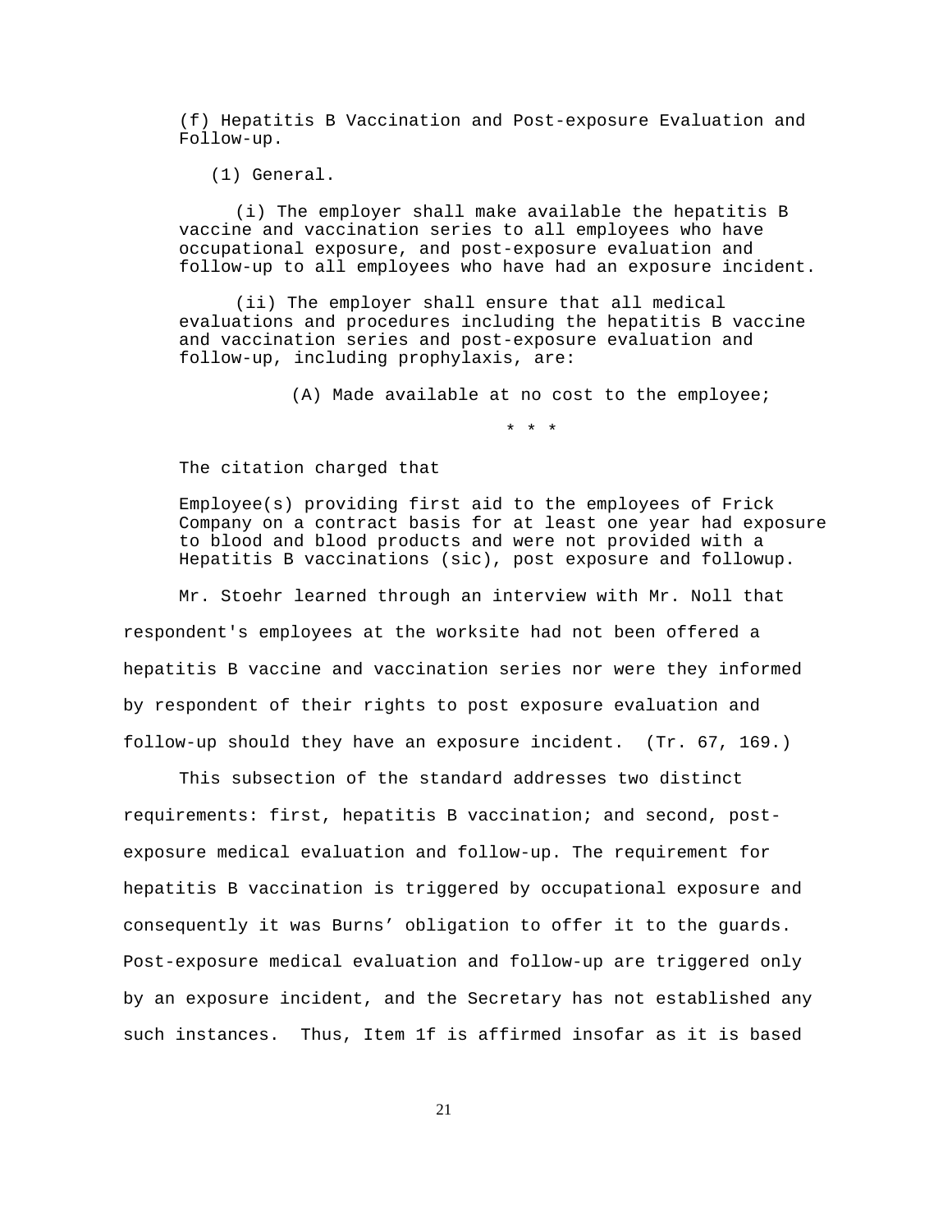(f) Hepatitis B Vaccination and Post-exposure Evaluation and Follow-up.

(1) General.

(i) The employer shall make available the hepatitis B vaccine and vaccination series to all employees who have occupational exposure, and post-exposure evaluation and follow-up to all employees who have had an exposure incident.

(ii) The employer shall ensure that all medical evaluations and procedures including the hepatitis B vaccine and vaccination series and post-exposure evaluation and follow-up, including prophylaxis, are:

(A) Made available at no cost to the employee;

\* \* \*

The citation charged that

> Employee(s) providing first aid to the employees of Frick Company on a contract basis for at least one year had exposure to blood and blood products and were not provided with a Hepatitis B vaccinations (sic), post exposure and followup.

Mr. Stoehr learned through an interview with Mr. Noll that respondent's employees at the worksite had not been offered a hepatitis B vaccine and vaccination series nor were they informed by respondent of their rights to post exposure evaluation and follow-up should they have an exposure incident. (Tr. 67, 169.)

This subsection of the standard addresses two distinct requirements: first, hepatitis B vaccination; and second, post-exposure medical evaluation and follow-up. The requirement for hepatitis B vaccination is triggered by occupational exposure and consequently it was Burns' obligation to offer it to the guards. Post-exposure medical evaluation and follow-up are triggered only by an exposure incident, and the Secretary has not established any such instances. Thus, Item 1f is affirmed insofar as it is based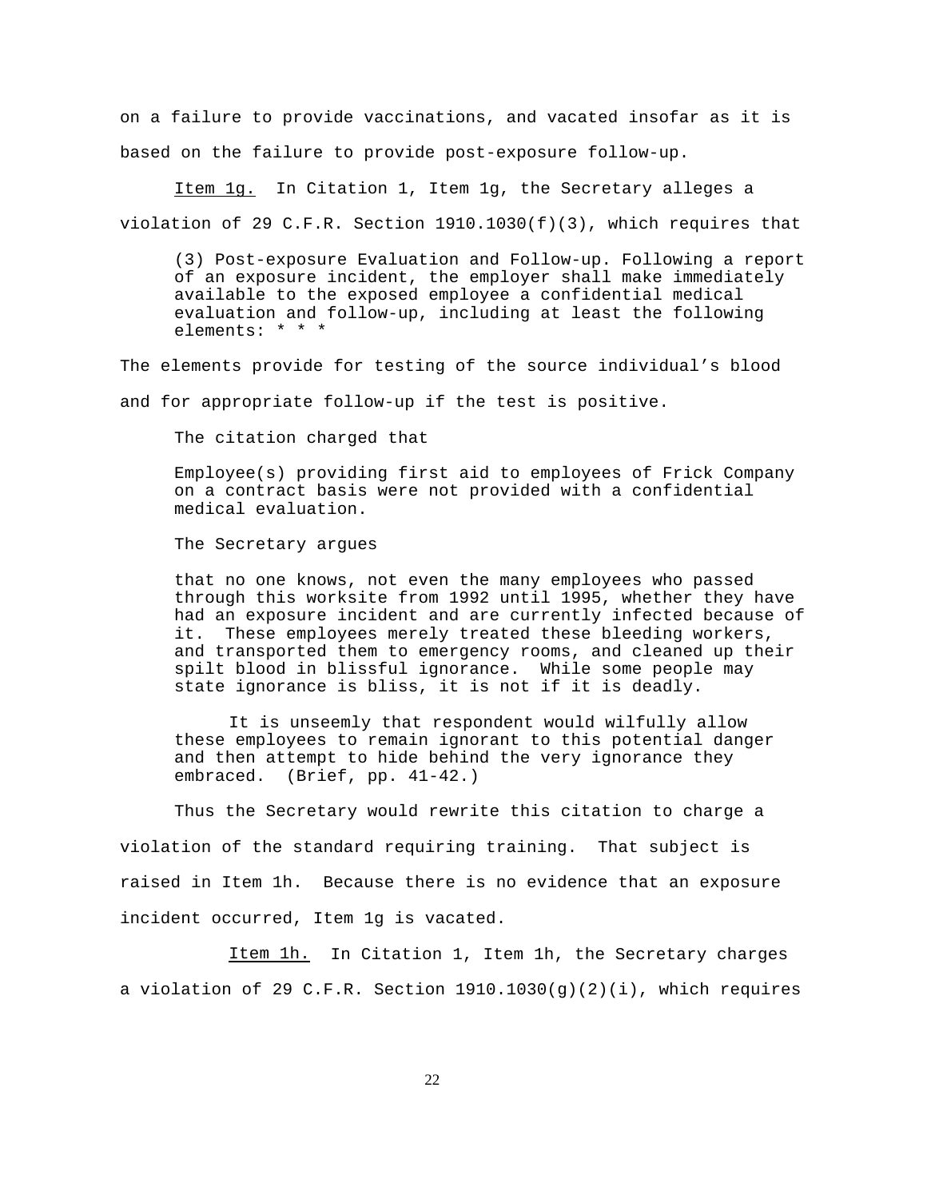on a failure to provide vaccinations, and vacated insofar as it is based on the failure to provide post-exposure follow-up.

Item 1g. In Citation 1, Item 1g, the Secretary alleges a violation of 29 C.F.R. Section 1910.1030(f)(3), which requires that

> (3) Post-exposure Evaluation and Follow-up. Following a report of an exposure incident, the employer shall make immediately available to the exposed employee a confidential medical evaluation and follow-up, including at least the following elements: * * *

The elements provide for testing of the source individual's blood and for appropriate follow-up if the test is positive.

The citation charged that

> Employee(s) providing first aid to employees of Frick Company on a contract basis were not provided with a confidential medical evaluation.

The Secretary argues

> that no one knows, not even the many employees who passed through this worksite from 1992 until 1995, whether they have had an exposure incident and are currently infected because of it. These employees merely treated these bleeding workers, and transported them to emergency rooms, and cleaned up their spilt blood in blissful ignorance. While some people may state ignorance is bliss, it is not if it is deadly.
>
> It is unseemly that respondent would wilfully allow these employees to remain ignorant to this potential danger and then attempt to hide behind the very ignorance they embraced. (Brief, pp. 41-42.)

Thus the Secretary would rewrite this citation to charge a violation of the standard requiring training. That subject is raised in Item 1h. Because there is no evidence that an exposure incident occurred, Item 1g is vacated.

Item 1h. In Citation 1, Item 1h, the Secretary charges a violation of 29 C.F.R. Section 1910.1030(g)(2)(i), which requires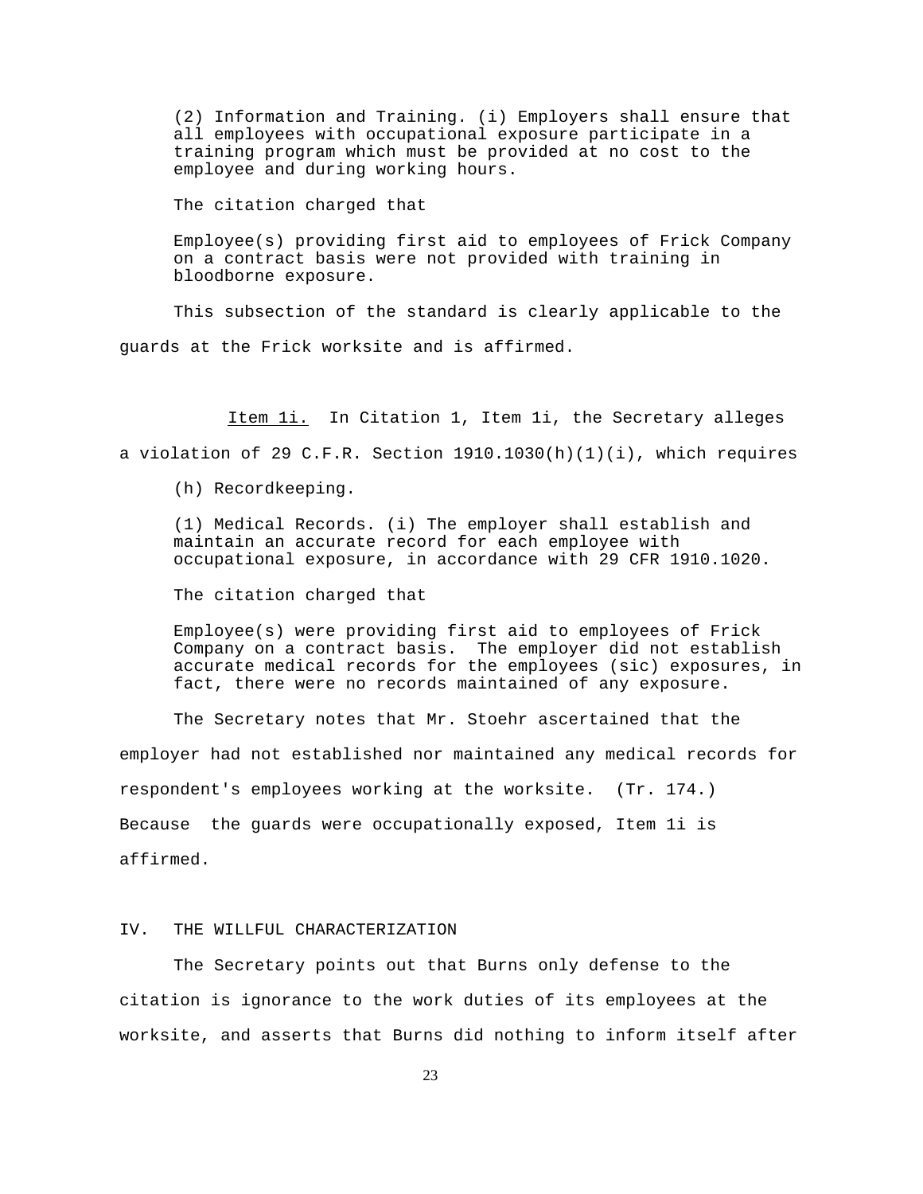> (2) Information and Training. (i) Employers shall ensure that all employees with occupational exposure participate in a training program which must be provided at no cost to the employee and during working hours.

The citation charged that

> Employee(s) providing first aid to employees of Frick Company on a contract basis were not provided with training in bloodborne exposure.

This subsection of the standard is clearly applicable to the guards at the Frick worksite and is affirmed.

Item 1i. In Citation 1, Item 1i, the Secretary alleges a violation of 29 C.F.R. Section 1910.1030(h)(1)(i), which requires

> (h) Recordkeeping.
>
> (1) Medical Records. (i) The employer shall establish and maintain an accurate record for each employee with occupational exposure, in accordance with 29 CFR 1910.1020.

The citation charged that

> Employee(s) were providing first aid to employees of Frick Company on a contract basis. The employer did not establish accurate medical records for the employees (sic) exposures, in fact, there were no records maintained of any exposure.

The Secretary notes that Mr. Stoehr ascertained that the employer had not established nor maintained any medical records for respondent's employees working at the worksite. (Tr. 174.) Because the guards were occupationally exposed, Item 1i is affirmed.

## IV. THE WILLFUL CHARACTERIZATION

The Secretary points out that Burns only defense to the citation is ignorance to the work duties of its employees at the worksite, and asserts that Burns did nothing to inform itself after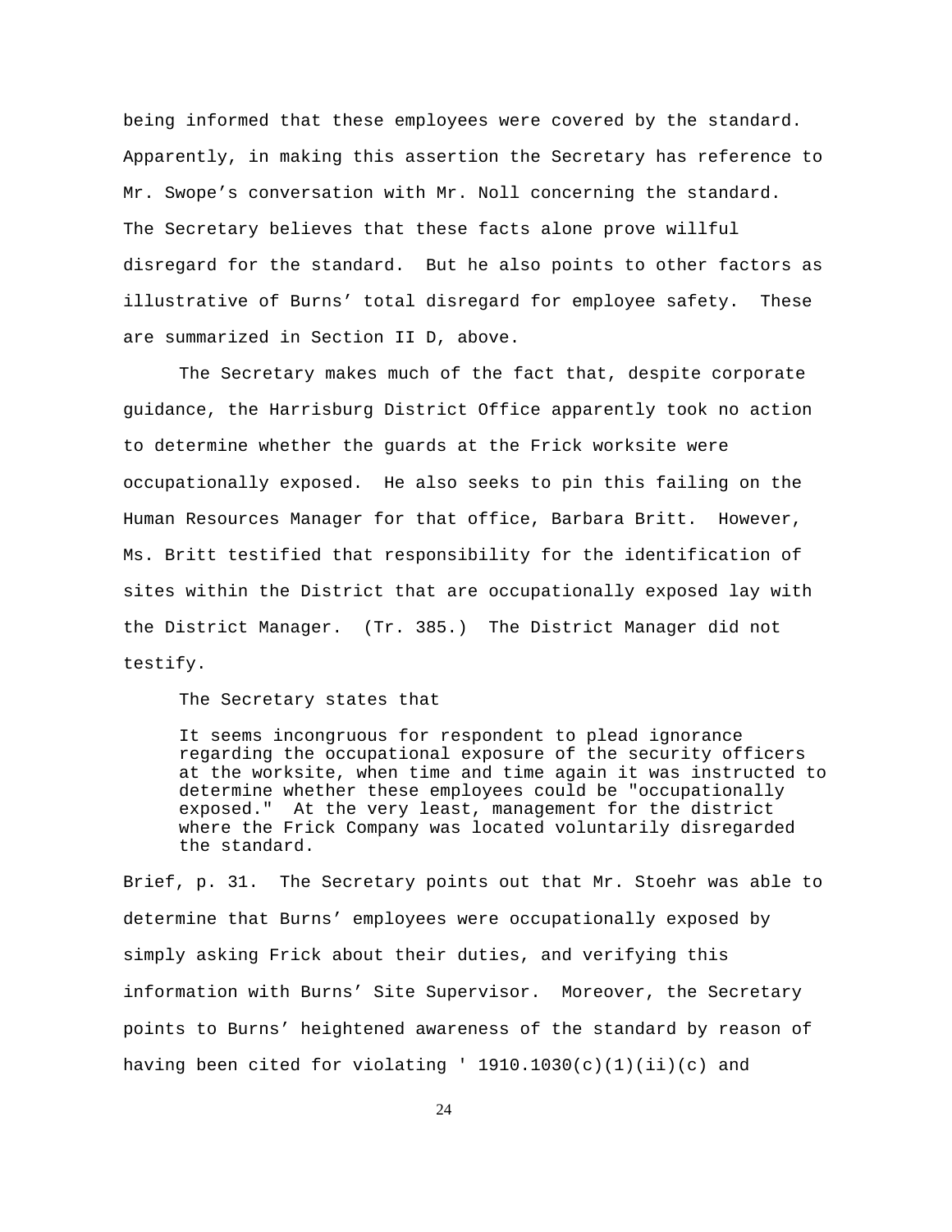being informed that these employees were covered by the standard. Apparently, in making this assertion the Secretary has reference to Mr. Swope's conversation with Mr. Noll concerning the standard. The Secretary believes that these facts alone prove willful disregard for the standard. But he also points to other factors as illustrative of Burns' total disregard for employee safety. These are summarized in Section II D, above.

The Secretary makes much of the fact that, despite corporate guidance, the Harrisburg District Office apparently took no action to determine whether the guards at the Frick worksite were occupationally exposed. He also seeks to pin this failing on the Human Resources Manager for that office, Barbara Britt. However, Ms. Britt testified that responsibility for the identification of sites within the District that are occupationally exposed lay with the District Manager. (Tr. 385.) The District Manager did not testify.

The Secretary states that

> It seems incongruous for respondent to plead ignorance regarding the occupational exposure of the security officers at the worksite, when time and time again it was instructed to determine whether these employees could be "occupationally exposed." At the very least, management for the district where the Frick Company was located voluntarily disregarded the standard.

Brief, p. 31. The Secretary points out that Mr. Stoehr was able to determine that Burns' employees were occupationally exposed by simply asking Frick about their duties, and verifying this information with Burns' Site Supervisor. Moreover, the Secretary points to Burns' heightened awareness of the standard by reason of having been cited for violating ' 1910.1030(c)(1)(ii)(c) and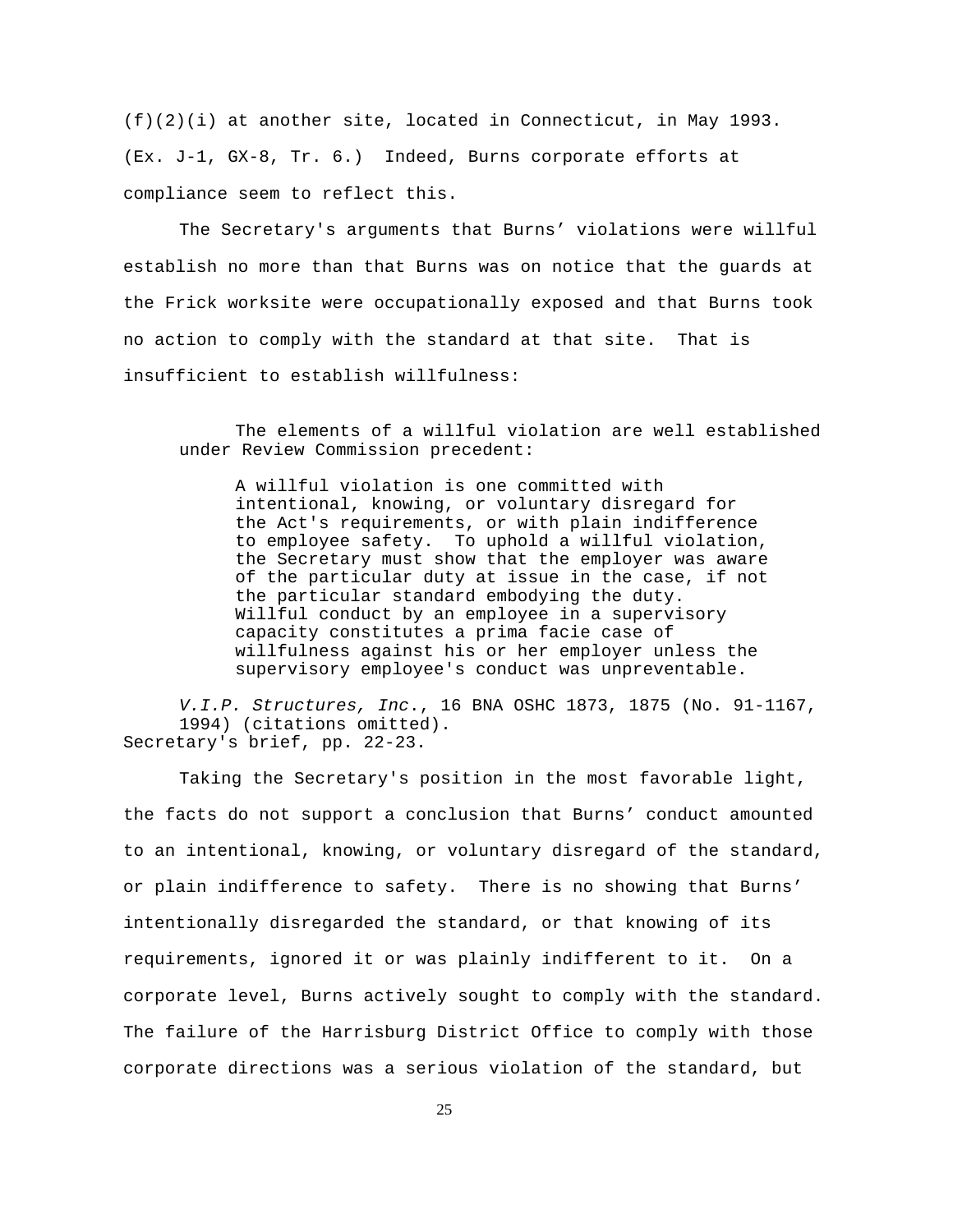(f)(2)(i) at another site, located in Connecticut, in May 1993. (Ex. J-1, GX-8, Tr. 6.) Indeed, Burns corporate efforts at compliance seem to reflect this.

The Secretary's arguments that Burns' violations were willful establish no more than that Burns was on notice that the guards at the Frick worksite were occupationally exposed and that Burns took no action to comply with the standard at that site. That is insufficient to establish willfulness:

> The elements of a willful violation are well established under Review Commission precedent:
>
> > A willful violation is one committed with intentional, knowing, or voluntary disregard for the Act's requirements, or with plain indifference to employee safety. To uphold a willful violation, the Secretary must show that the employer was aware of the particular duty at issue in the case, if not the particular standard embodying the duty. Willful conduct by an employee in a supervisory capacity constitutes a prima facie case of willfulness against his or her employer unless the supervisory employee's conduct was unpreventable.
>
> *V.I.P. Structures, Inc.*, 16 BNA OSHC 1873, 1875 (No. 91-1167, 1994) (citations omitted).

Secretary's brief, pp. 22-23.

Taking the Secretary's position in the most favorable light, the facts do not support a conclusion that Burns' conduct amounted to an intentional, knowing, or voluntary disregard of the standard, or plain indifference to safety. There is no showing that Burns' intentionally disregarded the standard, or that knowing of its requirements, ignored it or was plainly indifferent to it. On a corporate level, Burns actively sought to comply with the standard. The failure of the Harrisburg District Office to comply with those corporate directions was a serious violation of the standard, but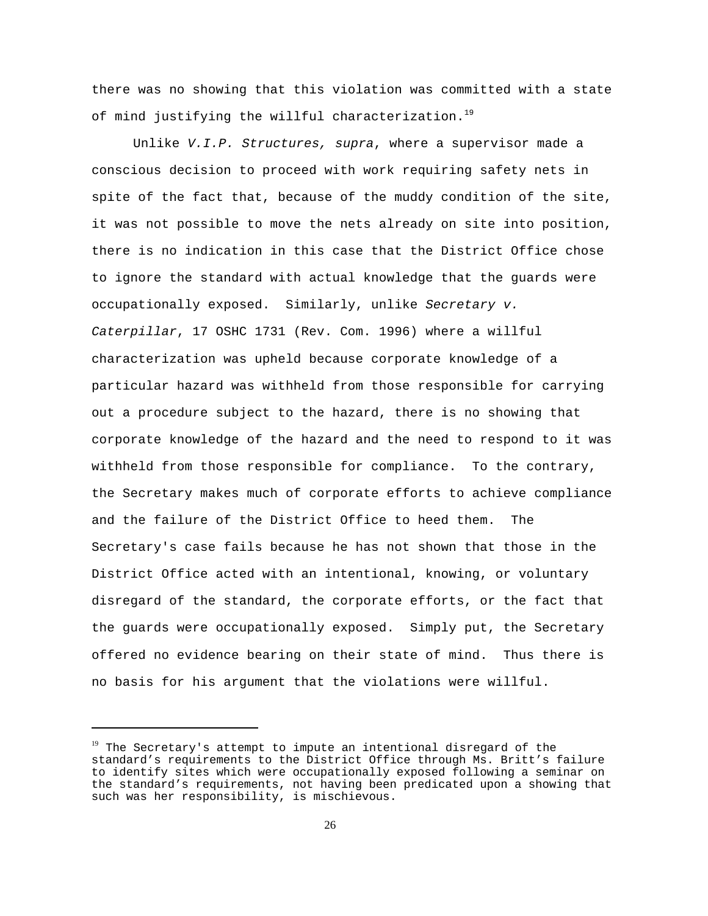there was no showing that this violation was committed with a state of mind justifying the willful characterization.[19]

Unlike *V.I.P. Structures, supra*, where a supervisor made a conscious decision to proceed with work requiring safety nets in spite of the fact that, because of the muddy condition of the site, it was not possible to move the nets already on site into position, there is no indication in this case that the District Office chose to ignore the standard with actual knowledge that the guards were occupationally exposed. Similarly, unlike *Secretary v. Caterpillar*, 17 OSHC 1731 (Rev. Com. 1996) where a willful characterization was upheld because corporate knowledge of a particular hazard was withheld from those responsible for carrying out a procedure subject to the hazard, there is no showing that corporate knowledge of the hazard and the need to respond to it was withheld from those responsible for compliance. To the contrary, the Secretary makes much of corporate efforts to achieve compliance and the failure of the District Office to heed them. The Secretary's case fails because he has not shown that those in the District Office acted with an intentional, knowing, or voluntary disregard of the standard, the corporate efforts, or the fact that the guards were occupationally exposed. Simply put, the Secretary offered no evidence bearing on their state of mind. Thus there is no basis for his argument that the violations were willful.

---

[19] The Secretary's attempt to impute an intentional disregard of the standard's requirements to the District Office through Ms. Britt's failure to identify sites which were occupationally exposed following a seminar on the standard's requirements, not having been predicated upon a showing that such was her responsibility, is mischievous.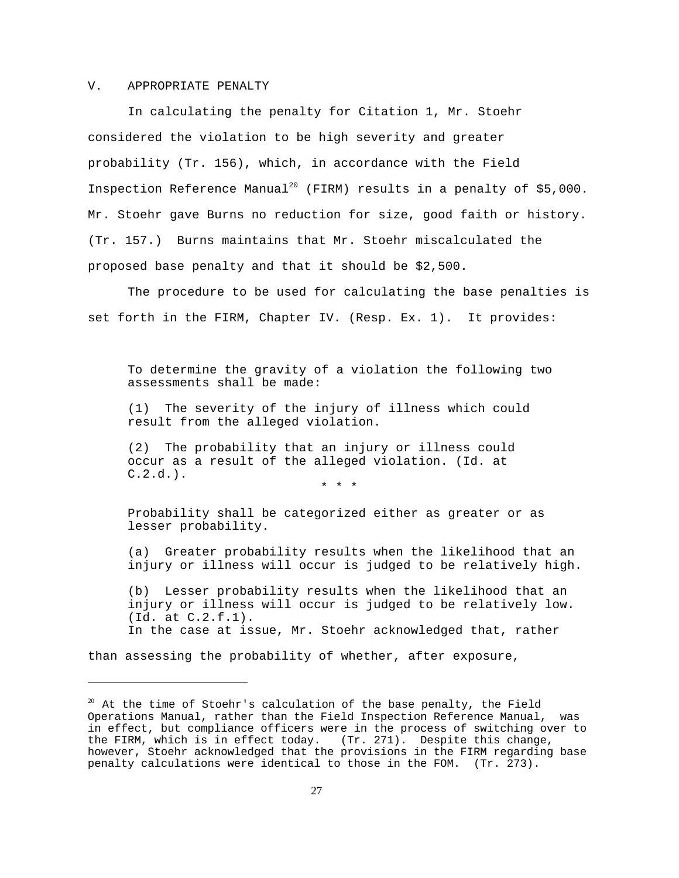## V. APPROPRIATE PENALTY

In calculating the penalty for Citation 1, Mr. Stoehr considered the violation to be high severity and greater probability (Tr. 156), which, in accordance with the Field Inspection Reference Manual[20] (FIRM) results in a penalty of $5,000. Mr. Stoehr gave Burns no reduction for size, good faith or history. (Tr. 157.) Burns maintains that Mr. Stoehr miscalculated the proposed base penalty and that it should be $2,500.

The procedure to be used for calculating the base penalties is set forth in the FIRM, Chapter IV. (Resp. Ex. 1). It provides:

> To determine the gravity of a violation the following two assessments shall be made:
>
> (1) The severity of the injury of illness which could result from the alleged violation.
>
> (2) The probability that an injury or illness could occur as a result of the alleged violation. (Id. at C.2.d.).
>
> \* \* \*
>
> Probability shall be categorized either as greater or as lesser probability.
>
> (a) Greater probability results when the likelihood that an injury or illness will occur is judged to be relatively high.
>
> (b) Lesser probability results when the likelihood that an injury or illness will occur is judged to be relatively low. (Id. at C.2.f.1).

In the case at issue, Mr. Stoehr acknowledged that, rather than assessing the probability of whether, after exposure,

---

[20] At the time of Stoehr's calculation of the base penalty, the Field Operations Manual, rather than the Field Inspection Reference Manual, was in effect, but compliance officers were in the process of switching over to the FIRM, which is in effect today. (Tr. 271). Despite this change, however, Stoehr acknowledged that the provisions in the FIRM regarding base penalty calculations were identical to those in the FOM. (Tr. 273).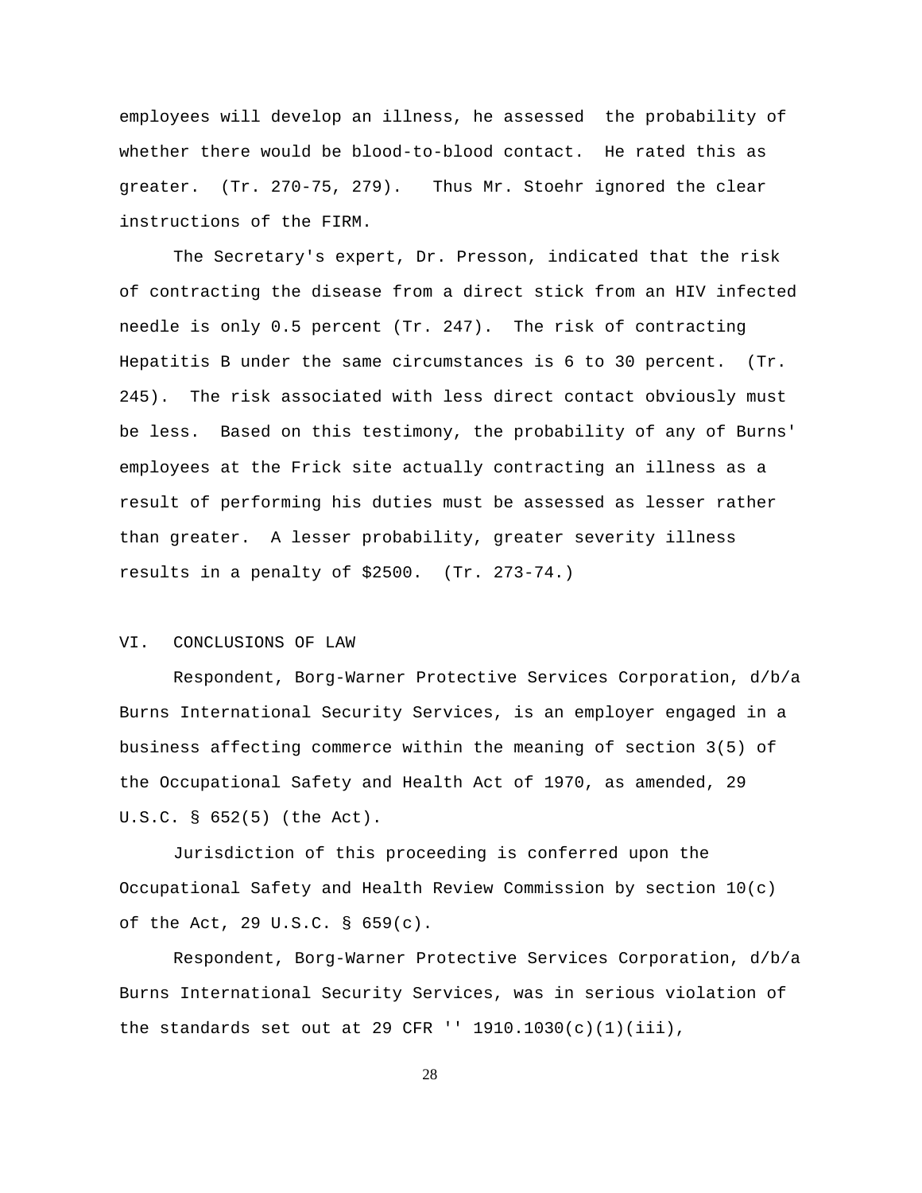employees will develop an illness, he assessed the probability of whether there would be blood-to-blood contact. He rated this as greater. (Tr. 270-75, 279). Thus Mr. Stoehr ignored the clear instructions of the FIRM.

The Secretary's expert, Dr. Presson, indicated that the risk of contracting the disease from a direct stick from an HIV infected needle is only 0.5 percent (Tr. 247). The risk of contracting Hepatitis B under the same circumstances is 6 to 30 percent. (Tr. 245). The risk associated with less direct contact obviously must be less. Based on this testimony, the probability of any of Burns' employees at the Frick site actually contracting an illness as a result of performing his duties must be assessed as lesser rather than greater. A lesser probability, greater severity illness results in a penalty of $2500. (Tr. 273-74.)

## VI. CONCLUSIONS OF LAW

Respondent, Borg-Warner Protective Services Corporation, d/b/a Burns International Security Services, is an employer engaged in a business affecting commerce within the meaning of section 3(5) of the Occupational Safety and Health Act of 1970, as amended, 29 U.S.C. § 652(5) (the Act).

Jurisdiction of this proceeding is conferred upon the Occupational Safety and Health Review Commission by section 10(c) of the Act, 29 U.S.C. § 659(c).

Respondent, Borg-Warner Protective Services Corporation, d/b/a Burns International Security Services, was in serious violation of the standards set out at 29 CFR '' 1910.1030(c)(1)(iii),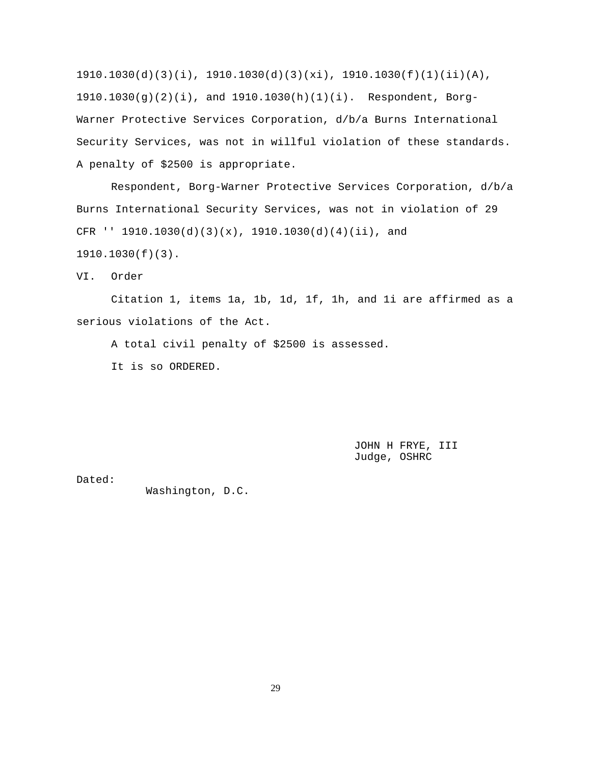1910.1030(d)(3)(i), 1910.1030(d)(3)(xi), 1910.1030(f)(1)(ii)(A), 1910.1030(g)(2)(i), and 1910.1030(h)(1)(i). Respondent, Borg-Warner Protective Services Corporation, d/b/a Burns International Security Services, was not in willful violation of these standards. A penalty of $2500 is appropriate.

Respondent, Borg-Warner Protective Services Corporation, d/b/a Burns International Security Services, was not in violation of 29 CFR '' 1910.1030(d)(3)(x), 1910.1030(d)(4)(ii), and 1910.1030(f)(3).

VI. Order

Citation 1, items 1a, 1b, 1d, 1f, 1h, and 1i are affirmed as a serious violations of the Act.

A total civil penalty of $2500 is assessed.

It is so ORDERED.

JOHN H FRYE, III
Judge, OSHRC

Dated:
Washington, D.C.